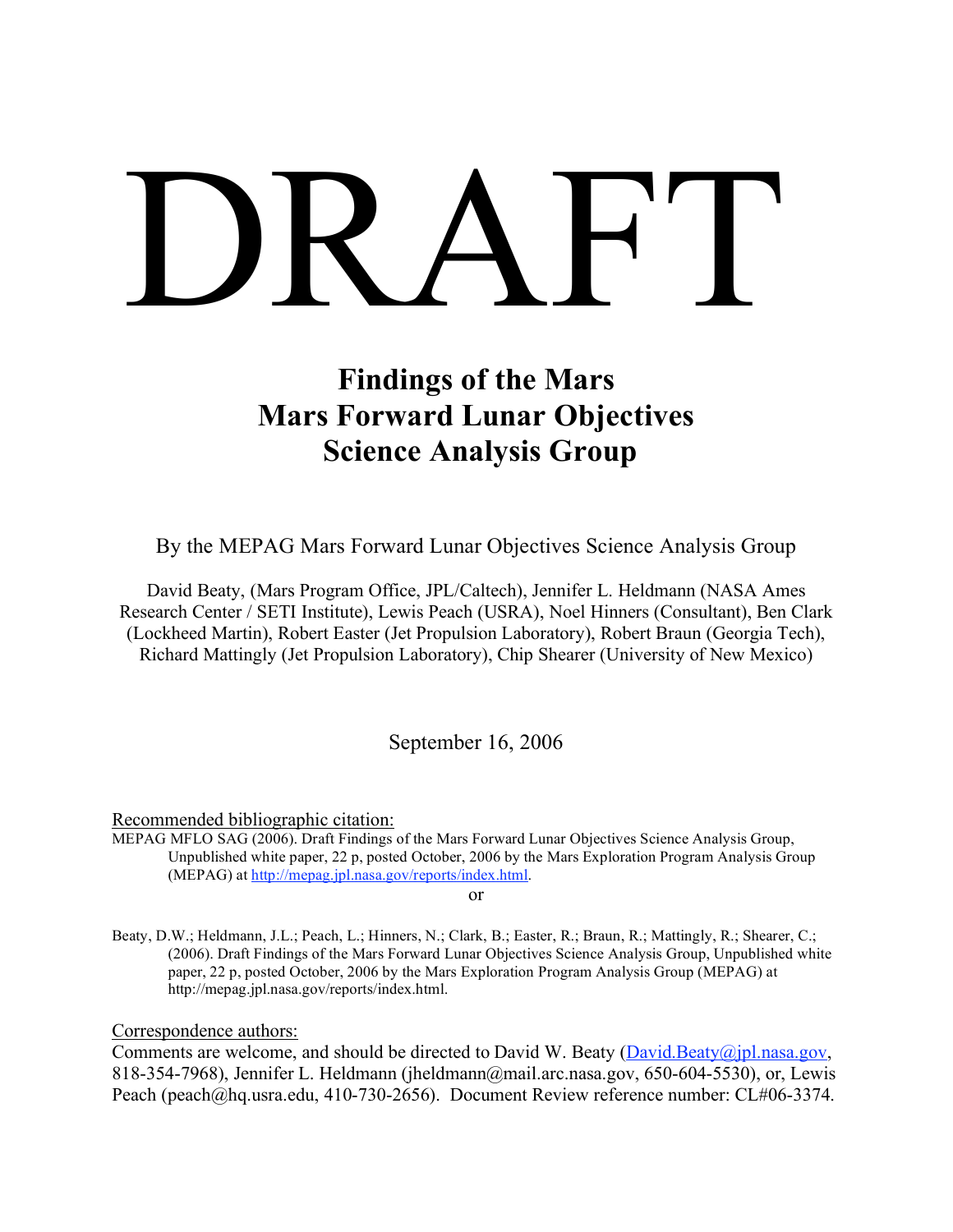# DRAFT

## Findings of the Mars Mars Forward Lunar Objectives Science Analysis Group

By the MEPAG Mars Forward Lunar Objectives Science Analysis Group

David Beaty, (Mars Program Office, JPL/Caltech), Jennifer L. Heldmann (NASA Ames Research Center / SETI Institute), Lewis Peach (USRA), Noel Hinners (Consultant), Ben Clark (Lockheed Martin), Robert Easter (Jet Propulsion Laboratory), Robert Braun (Georgia Tech), Richard Mattingly (Jet Propulsion Laboratory), Chip Shearer (University of New Mexico)

September 16, 2006

Recommended bibliographic citation:

MEPAG MFLO SAG (2006). Draft Findings of the Mars Forward Lunar Objectives Science Analysis Group, Unpublished white paper, 22 p, posted October, 2006 by the Mars Exploration Program Analysis Group (MEPAG) at http://mepag.jpl.nasa.gov/reports/index.html.

or

Beaty, D.W.; Heldmann, J.L.; Peach, L.; Hinners, N.; Clark, B.; Easter, R.; Braun, R.; Mattingly, R.; Shearer, C.; (2006). Draft Findings of the Mars Forward Lunar Objectives Science Analysis Group, Unpublished white paper, 22 p, posted October, 2006 by the Mars Exploration Program Analysis Group (MEPAG) at http://mepag.jpl.nasa.gov/reports/index.html.

Correspondence authors:

Comments are welcome, and should be directed to David W. Beaty (David.Beaty@jpl.nasa.gov, 818-354-7968), Jennifer L. Heldmann (jheldmann@mail.arc.nasa.gov, 650-604-5530), or, Lewis Peach (peach@hq.usra.edu, 410-730-2656). Document Review reference number: CL#06-3374.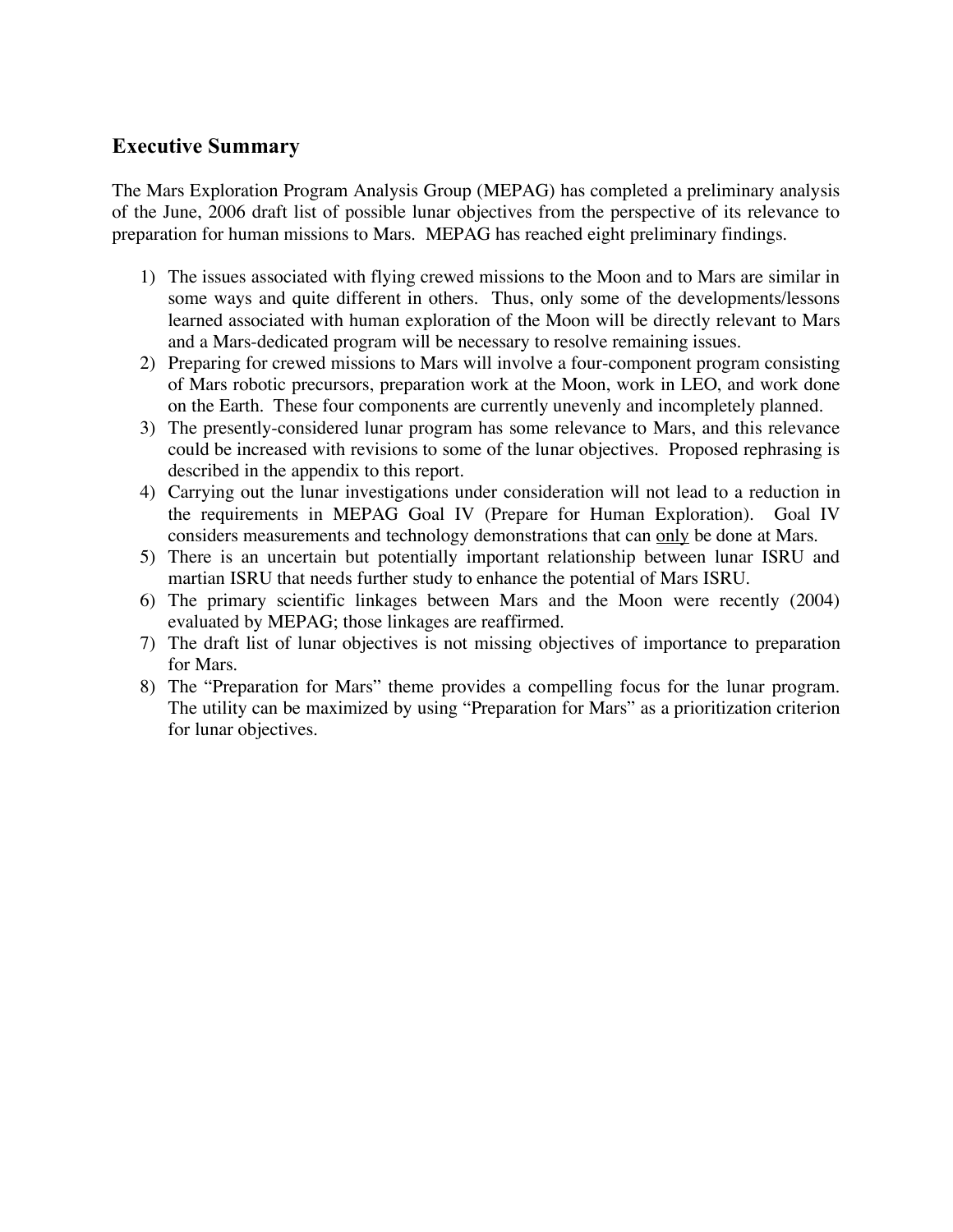## Executive Summary

The Mars Exploration Program Analysis Group (MEPAG) has completed a preliminary analysis of the June, 2006 draft list of possible lunar objectives from the perspective of its relevance to preparation for human missions to Mars. MEPAG has reached eight preliminary findings.

1) The issues associated with flying crewed missions to the Moon and to Mars are similar in some ways and quite different in others. Thus, only some of the developments/lessons learned associated with human exploration of the Moon will be directly relevant to Mars and a Mars-dedicated program will be necessary to resolve remaining issues.
2) Preparing for crewed missions to Mars will involve a four-component program consisting of Mars robotic precursors, preparation work at the Moon, work in LEO, and work done on the Earth. These four components are currently unevenly and incompletely planned.
3) The presently-considered lunar program has some relevance to Mars, and this relevance could be increased with revisions to some of the lunar objectives. Proposed rephrasing is described in the appendix to this report.
4) Carrying out the lunar investigations under consideration will not lead to a reduction in the requirements in MEPAG Goal IV (Prepare for Human Exploration). Goal IV considers measurements and technology demonstrations that can <u>only</u> be done at Mars.
5) There is an uncertain but potentially important relationship between lunar ISRU and martian ISRU that needs further study to enhance the potential of Mars ISRU.
6) The primary scientific linkages between Mars and the Moon were recently (2004) evaluated by MEPAG; those linkages are reaffirmed.
7) The draft list of lunar objectives is not missing objectives of importance to preparation for Mars.
8) The "Preparation for Mars" theme provides a compelling focus for the lunar program. The utility can be maximized by using "Preparation for Mars" as a prioritization criterion for lunar objectives.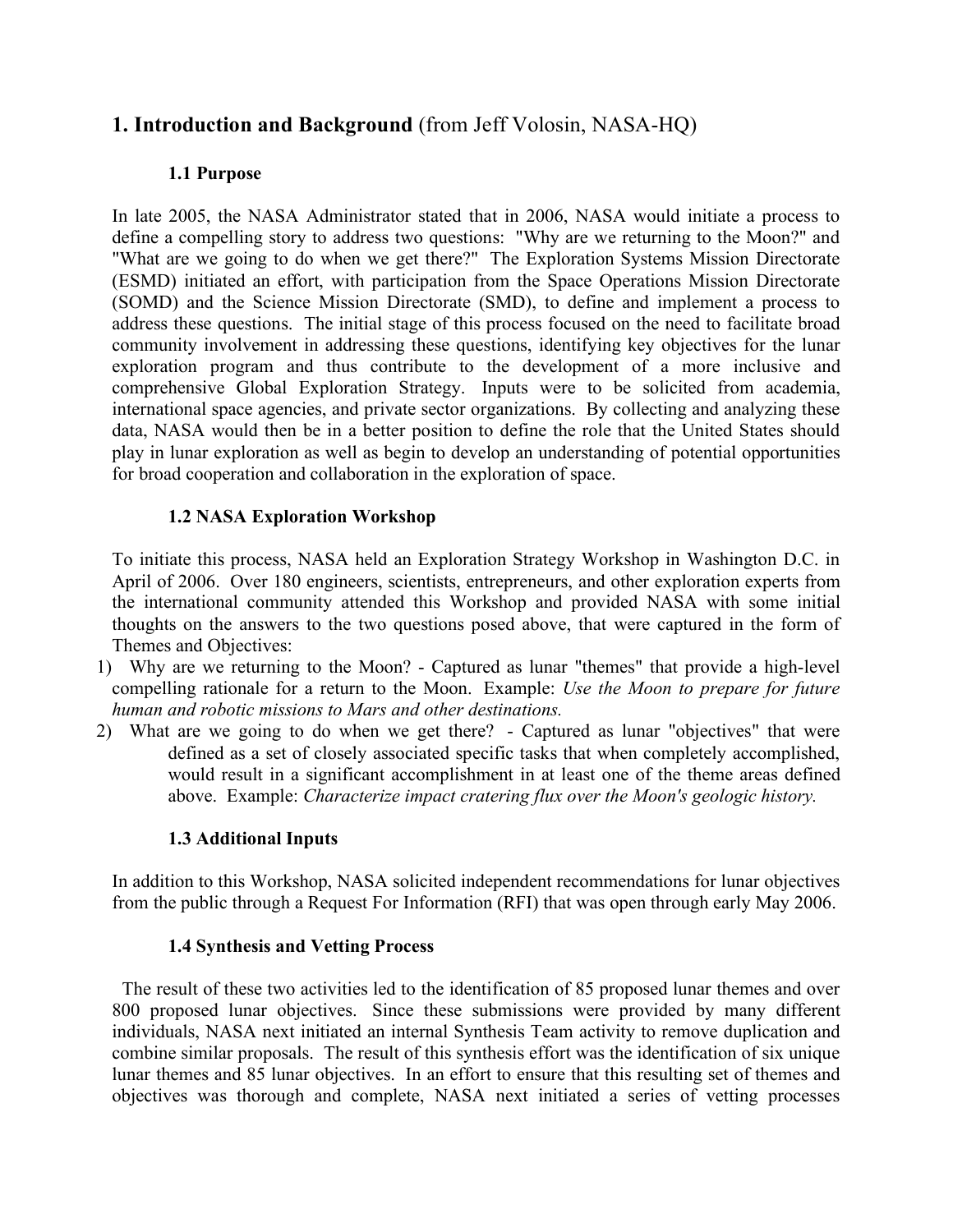## 1. Introduction and Background (from Jeff Volosin, NASA-HQ)

### 1.1 Purpose

In late 2005, the NASA Administrator stated that in 2006, NASA would initiate a process to define a compelling story to address two questions: "Why are we returning to the Moon?" and "What are we going to do when we get there?" The Exploration Systems Mission Directorate (ESMD) initiated an effort, with participation from the Space Operations Mission Directorate (SOMD) and the Science Mission Directorate (SMD), to define and implement a process to address these questions. The initial stage of this process focused on the need to facilitate broad community involvement in addressing these questions, identifying key objectives for the lunar exploration program and thus contribute to the development of a more inclusive and comprehensive Global Exploration Strategy. Inputs were to be solicited from academia, international space agencies, and private sector organizations. By collecting and analyzing these data, NASA would then be in a better position to define the role that the United States should play in lunar exploration as well as begin to develop an understanding of potential opportunities for broad cooperation and collaboration in the exploration of space.

### 1.2 NASA Exploration Workshop

To initiate this process, NASA held an Exploration Strategy Workshop in Washington D.C. in April of 2006. Over 180 engineers, scientists, entrepreneurs, and other exploration experts from the international community attended this Workshop and provided NASA with some initial thoughts on the answers to the two questions posed above, that were captured in the form of Themes and Objectives:

1) Why are we returning to the Moon? - Captured as lunar "themes" that provide a high-level compelling rationale for a return to the Moon. Example: *Use the Moon to prepare for future human and robotic missions to Mars and other destinations.*
2) What are we going to do when we get there? - Captured as lunar "objectives" that were defined as a set of closely associated specific tasks that when completely accomplished, would result in a significant accomplishment in at least one of the theme areas defined above. Example: *Characterize impact cratering flux over the Moon's geologic history.*

### 1.3 Additional Inputs

In addition to this Workshop, NASA solicited independent recommendations for lunar objectives from the public through a Request For Information (RFI) that was open through early May 2006.

### 1.4 Synthesis and Vetting Process

The result of these two activities led to the identification of 85 proposed lunar themes and over 800 proposed lunar objectives. Since these submissions were provided by many different individuals, NASA next initiated an internal Synthesis Team activity to remove duplication and combine similar proposals. The result of this synthesis effort was the identification of six unique lunar themes and 85 lunar objectives. In an effort to ensure that this resulting set of themes and objectives was thorough and complete, NASA next initiated a series of vetting processes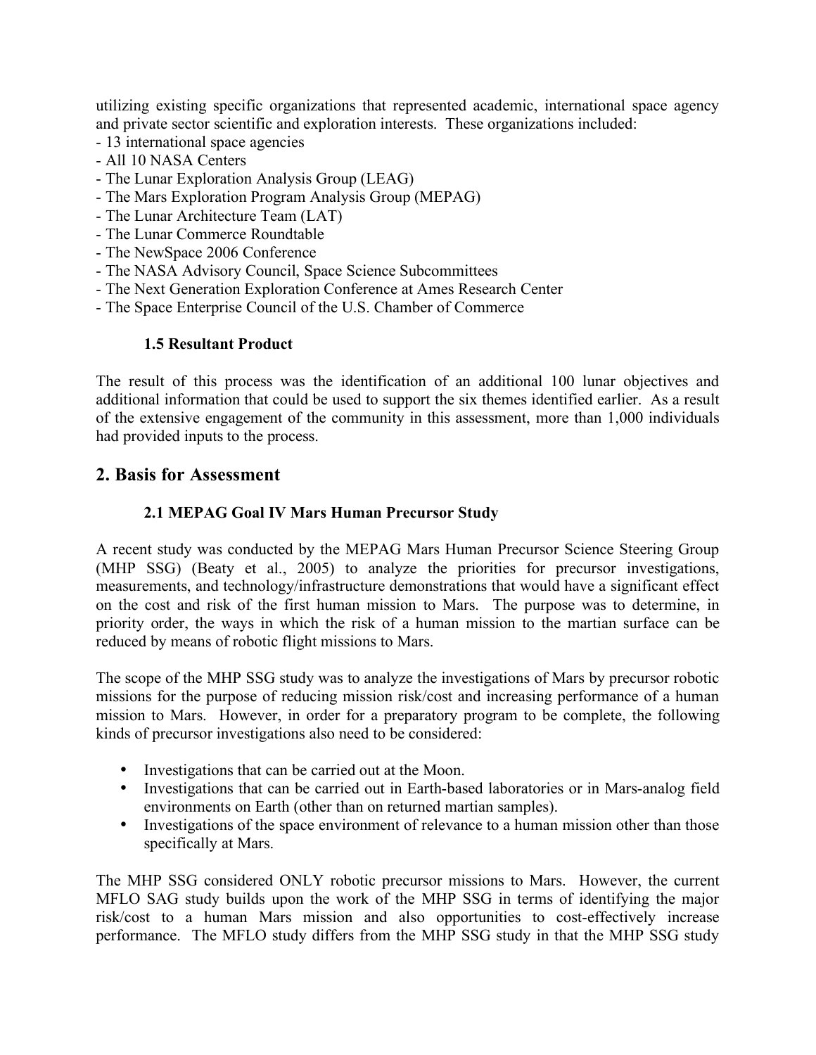utilizing existing specific organizations that represented academic, international space agency and private sector scientific and exploration interests. These organizations included:

- 13 international space agencies
- All 10 NASA Centers
- The Lunar Exploration Analysis Group (LEAG)
- The Mars Exploration Program Analysis Group (MEPAG)
- The Lunar Architecture Team (LAT)
- The Lunar Commerce Roundtable
- The NewSpace 2006 Conference
- The NASA Advisory Council, Space Science Subcommittees
- The Next Generation Exploration Conference at Ames Research Center
- The Space Enterprise Council of the U.S. Chamber of Commerce

### 1.5 Resultant Product

The result of this process was the identification of an additional 100 lunar objectives and additional information that could be used to support the six themes identified earlier. As a result of the extensive engagement of the community in this assessment, more than 1,000 individuals had provided inputs to the process.

## 2. Basis for Assessment

### 2.1 MEPAG Goal IV Mars Human Precursor Study

A recent study was conducted by the MEPAG Mars Human Precursor Science Steering Group (MHP SSG) (Beaty et al., 2005) to analyze the priorities for precursor investigations, measurements, and technology/infrastructure demonstrations that would have a significant effect on the cost and risk of the first human mission to Mars. The purpose was to determine, in priority order, the ways in which the risk of a human mission to the martian surface can be reduced by means of robotic flight missions to Mars.

The scope of the MHP SSG study was to analyze the investigations of Mars by precursor robotic missions for the purpose of reducing mission risk/cost and increasing performance of a human mission to Mars. However, in order for a preparatory program to be complete, the following kinds of precursor investigations also need to be considered:

- Investigations that can be carried out at the Moon.
- Investigations that can be carried out in Earth-based laboratories or in Mars-analog field environments on Earth (other than on returned martian samples).
- Investigations of the space environment of relevance to a human mission other than those specifically at Mars.

The MHP SSG considered ONLY robotic precursor missions to Mars. However, the current MFLO SAG study builds upon the work of the MHP SSG in terms of identifying the major risk/cost to a human Mars mission and also opportunities to cost-effectively increase performance. The MFLO study differs from the MHP SSG study in that the MHP SSG study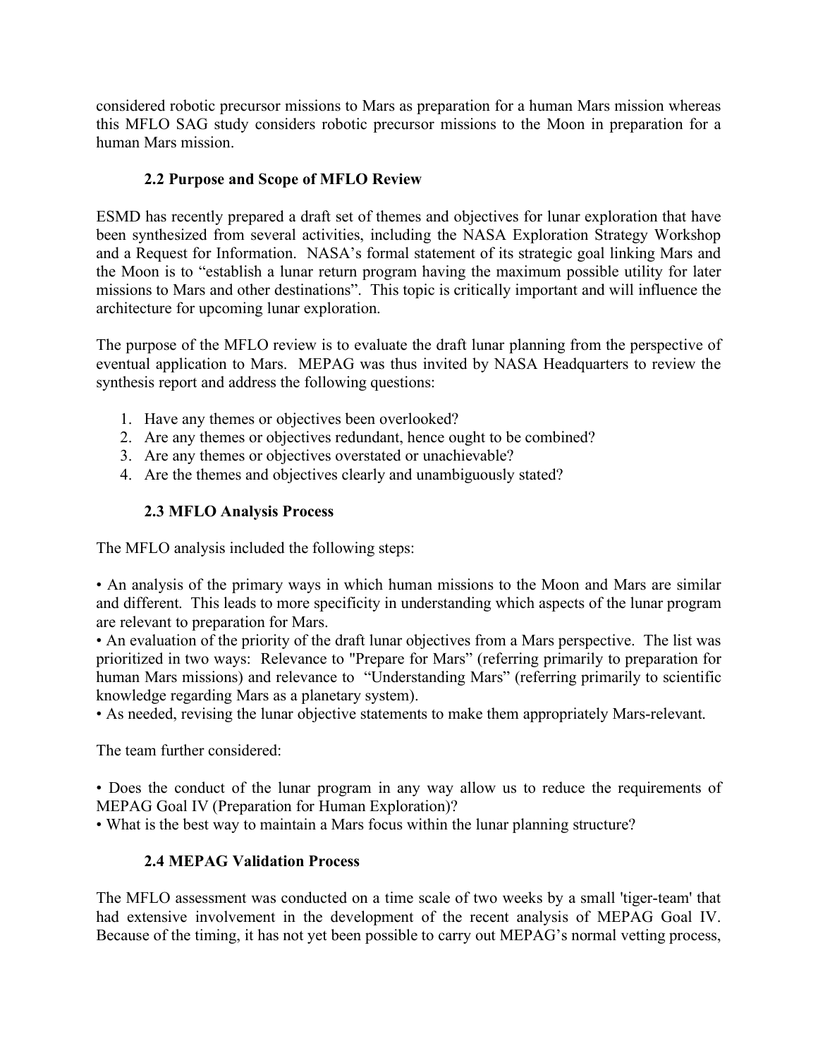considered robotic precursor missions to Mars as preparation for a human Mars mission whereas this MFLO SAG study considers robotic precursor missions to the Moon in preparation for a human Mars mission.

### 2.2 Purpose and Scope of MFLO Review

ESMD has recently prepared a draft set of themes and objectives for lunar exploration that have been synthesized from several activities, including the NASA Exploration Strategy Workshop and a Request for Information. NASA's formal statement of its strategic goal linking Mars and the Moon is to "establish a lunar return program having the maximum possible utility for later missions to Mars and other destinations". This topic is critically important and will influence the architecture for upcoming lunar exploration.

The purpose of the MFLO review is to evaluate the draft lunar planning from the perspective of eventual application to Mars. MEPAG was thus invited by NASA Headquarters to review the synthesis report and address the following questions:

1. Have any themes or objectives been overlooked?
2. Are any themes or objectives redundant, hence ought to be combined?
3. Are any themes or objectives overstated or unachievable?
4. Are the themes and objectives clearly and unambiguously stated?

### 2.3 MFLO Analysis Process

The MFLO analysis included the following steps:

• An analysis of the primary ways in which human missions to the Moon and Mars are similar and different. This leads to more specificity in understanding which aspects of the lunar program are relevant to preparation for Mars.
• An evaluation of the priority of the draft lunar objectives from a Mars perspective. The list was prioritized in two ways: Relevance to "Prepare for Mars" (referring primarily to preparation for human Mars missions) and relevance to "Understanding Mars" (referring primarily to scientific knowledge regarding Mars as a planetary system).
• As needed, revising the lunar objective statements to make them appropriately Mars-relevant.

The team further considered:

• Does the conduct of the lunar program in any way allow us to reduce the requirements of MEPAG Goal IV (Preparation for Human Exploration)?
• What is the best way to maintain a Mars focus within the lunar planning structure?

### 2.4 MEPAG Validation Process

The MFLO assessment was conducted on a time scale of two weeks by a small 'tiger-team' that had extensive involvement in the development of the recent analysis of MEPAG Goal IV. Because of the timing, it has not yet been possible to carry out MEPAG's normal vetting process,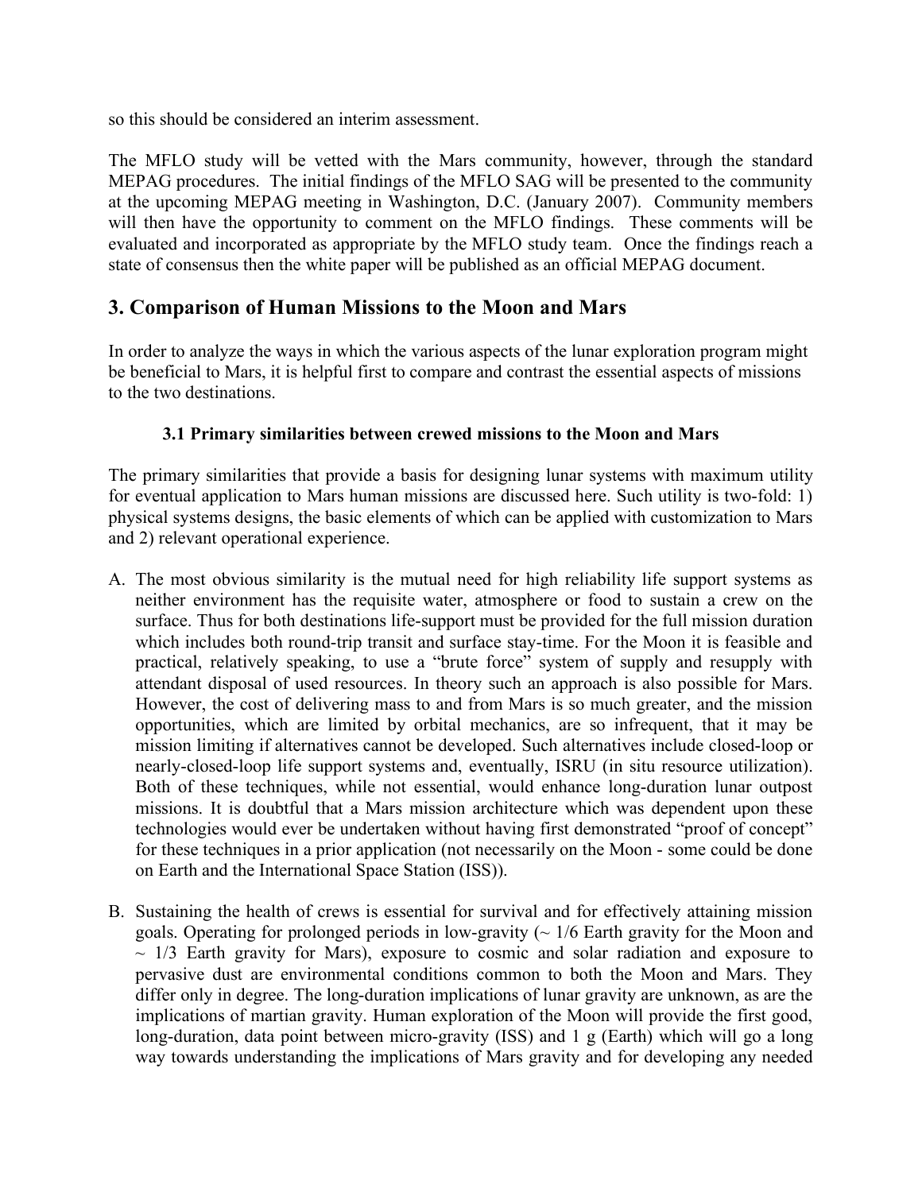so this should be considered an interim assessment.

The MFLO study will be vetted with the Mars community, however, through the standard MEPAG procedures. The initial findings of the MFLO SAG will be presented to the community at the upcoming MEPAG meeting in Washington, D.C. (January 2007). Community members will then have the opportunity to comment on the MFLO findings. These comments will be evaluated and incorporated as appropriate by the MFLO study team. Once the findings reach a state of consensus then the white paper will be published as an official MEPAG document.

## 3. Comparison of Human Missions to the Moon and Mars

In order to analyze the ways in which the various aspects of the lunar exploration program might be beneficial to Mars, it is helpful first to compare and contrast the essential aspects of missions to the two destinations.

### 3.1 Primary similarities between crewed missions to the Moon and Mars

The primary similarities that provide a basis for designing lunar systems with maximum utility for eventual application to Mars human missions are discussed here. Such utility is two-fold: 1) physical systems designs, the basic elements of which can be applied with customization to Mars and 2) relevant operational experience.

A. The most obvious similarity is the mutual need for high reliability life support systems as neither environment has the requisite water, atmosphere or food to sustain a crew on the surface. Thus for both destinations life-support must be provided for the full mission duration which includes both round-trip transit and surface stay-time. For the Moon it is feasible and practical, relatively speaking, to use a "brute force" system of supply and resupply with attendant disposal of used resources. In theory such an approach is also possible for Mars. However, the cost of delivering mass to and from Mars is so much greater, and the mission opportunities, which are limited by orbital mechanics, are so infrequent, that it may be mission limiting if alternatives cannot be developed. Such alternatives include closed-loop or nearly-closed-loop life support systems and, eventually, ISRU (in situ resource utilization). Both of these techniques, while not essential, would enhance long-duration lunar outpost missions. It is doubtful that a Mars mission architecture which was dependent upon these technologies would ever be undertaken without having first demonstrated "proof of concept" for these techniques in a prior application (not necessarily on the Moon - some could be done on Earth and the International Space Station (ISS)).

B. Sustaining the health of crews is essential for survival and for effectively attaining mission goals. Operating for prolonged periods in low-gravity (~ 1/6 Earth gravity for the Moon and ~ 1/3 Earth gravity for Mars), exposure to cosmic and solar radiation and exposure to pervasive dust are environmental conditions common to both the Moon and Mars. They differ only in degree. The long-duration implications of lunar gravity are unknown, as are the implications of martian gravity. Human exploration of the Moon will provide the first good, long-duration, data point between micro-gravity (ISS) and 1 g (Earth) which will go a long way towards understanding the implications of Mars gravity and for developing any needed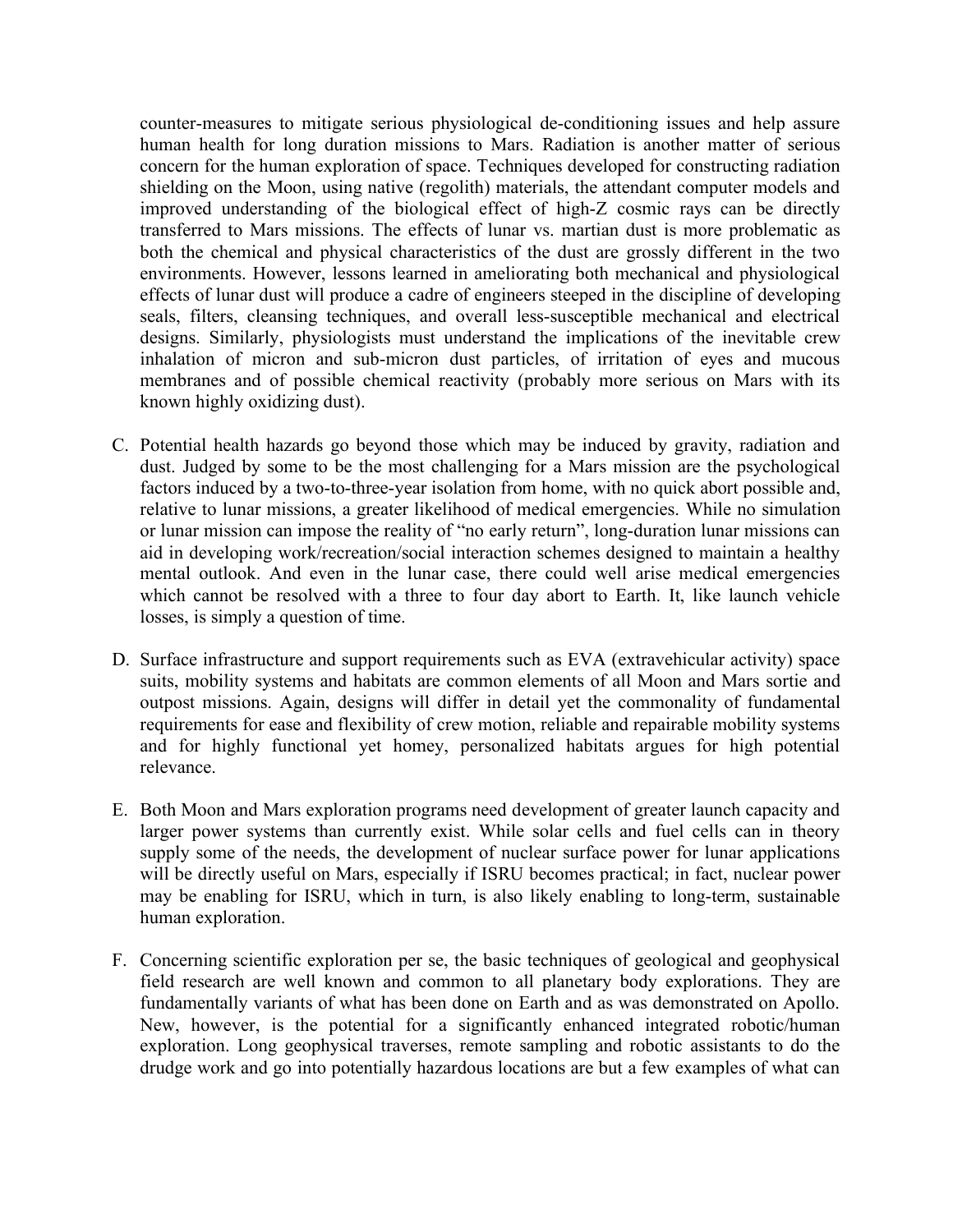counter-measures to mitigate serious physiological de-conditioning issues and help assure human health for long duration missions to Mars. Radiation is another matter of serious concern for the human exploration of space. Techniques developed for constructing radiation shielding on the Moon, using native (regolith) materials, the attendant computer models and improved understanding of the biological effect of high-Z cosmic rays can be directly transferred to Mars missions. The effects of lunar vs. martian dust is more problematic as both the chemical and physical characteristics of the dust are grossly different in the two environments. However, lessons learned in ameliorating both mechanical and physiological effects of lunar dust will produce a cadre of engineers steeped in the discipline of developing seals, filters, cleansing techniques, and overall less-susceptible mechanical and electrical designs. Similarly, physiologists must understand the implications of the inevitable crew inhalation of micron and sub-micron dust particles, of irritation of eyes and mucous membranes and of possible chemical reactivity (probably more serious on Mars with its known highly oxidizing dust).

C. Potential health hazards go beyond those which may be induced by gravity, radiation and dust. Judged by some to be the most challenging for a Mars mission are the psychological factors induced by a two-to-three-year isolation from home, with no quick abort possible and, relative to lunar missions, a greater likelihood of medical emergencies. While no simulation or lunar mission can impose the reality of "no early return", long-duration lunar missions can aid in developing work/recreation/social interaction schemes designed to maintain a healthy mental outlook. And even in the lunar case, there could well arise medical emergencies which cannot be resolved with a three to four day abort to Earth. It, like launch vehicle losses, is simply a question of time.

D. Surface infrastructure and support requirements such as EVA (extravehicular activity) space suits, mobility systems and habitats are common elements of all Moon and Mars sortie and outpost missions. Again, designs will differ in detail yet the commonality of fundamental requirements for ease and flexibility of crew motion, reliable and repairable mobility systems and for highly functional yet homey, personalized habitats argues for high potential relevance.

E. Both Moon and Mars exploration programs need development of greater launch capacity and larger power systems than currently exist. While solar cells and fuel cells can in theory supply some of the needs, the development of nuclear surface power for lunar applications will be directly useful on Mars, especially if ISRU becomes practical; in fact, nuclear power may be enabling for ISRU, which in turn, is also likely enabling to long-term, sustainable human exploration.

F. Concerning scientific exploration per se, the basic techniques of geological and geophysical field research are well known and common to all planetary body explorations. They are fundamentally variants of what has been done on Earth and as was demonstrated on Apollo. New, however, is the potential for a significantly enhanced integrated robotic/human exploration. Long geophysical traverses, remote sampling and robotic assistants to do the drudge work and go into potentially hazardous locations are but a few examples of what can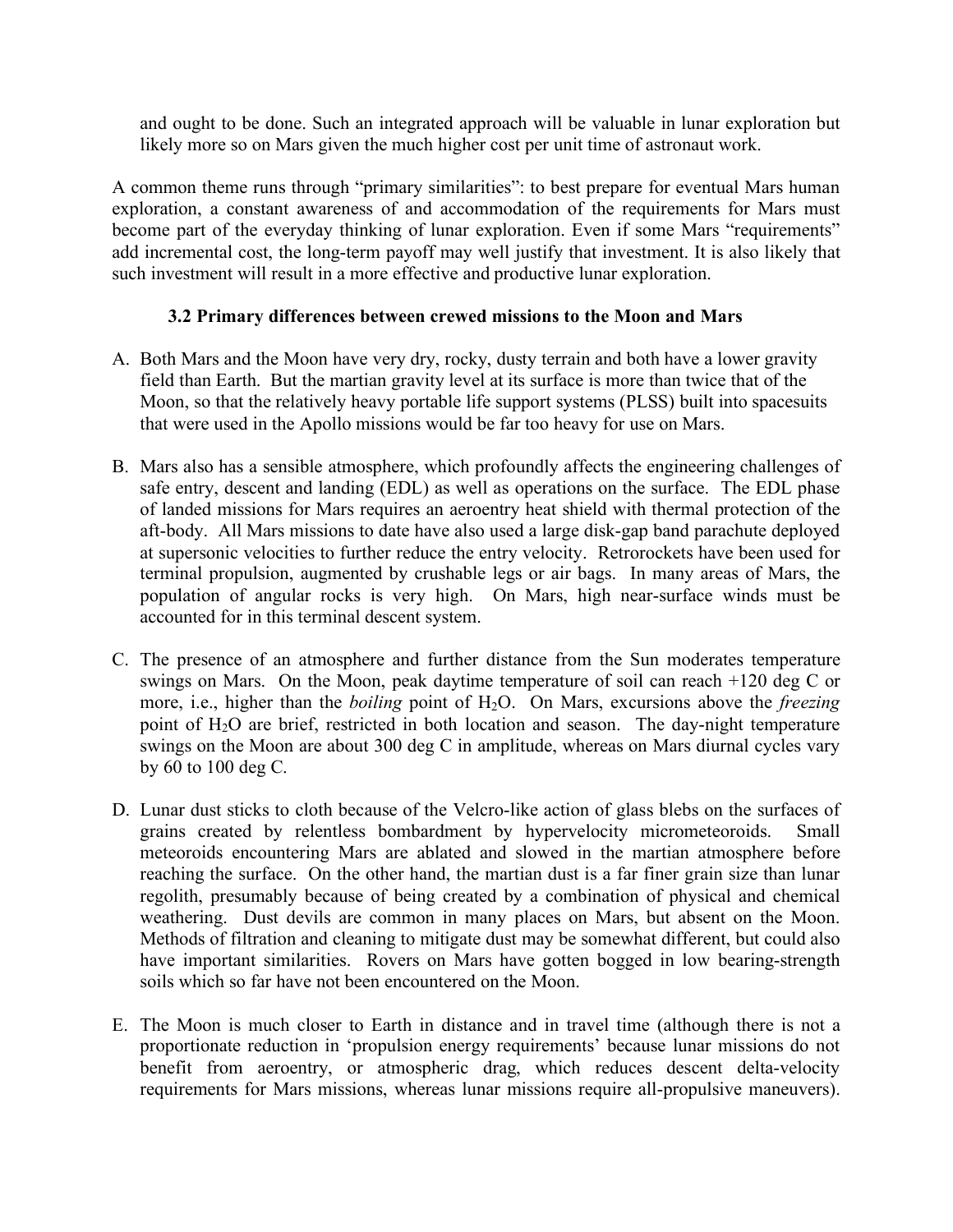and ought to be done. Such an integrated approach will be valuable in lunar exploration but likely more so on Mars given the much higher cost per unit time of astronaut work.

A common theme runs through "primary similarities": to best prepare for eventual Mars human exploration, a constant awareness of and accommodation of the requirements for Mars must become part of the everyday thinking of lunar exploration. Even if some Mars "requirements" add incremental cost, the long-term payoff may well justify that investment. It is also likely that such investment will result in a more effective and productive lunar exploration.

### 3.2 Primary differences between crewed missions to the Moon and Mars

A. Both Mars and the Moon have very dry, rocky, dusty terrain and both have a lower gravity field than Earth. But the martian gravity level at its surface is more than twice that of the Moon, so that the relatively heavy portable life support systems (PLSS) built into spacesuits that were used in the Apollo missions would be far too heavy for use on Mars.

B. Mars also has a sensible atmosphere, which profoundly affects the engineering challenges of safe entry, descent and landing (EDL) as well as operations on the surface. The EDL phase of landed missions for Mars requires an aeroentry heat shield with thermal protection of the aft-body. All Mars missions to date have also used a large disk-gap band parachute deployed at supersonic velocities to further reduce the entry velocity. Retrorockets have been used for terminal propulsion, augmented by crushable legs or air bags. In many areas of Mars, the population of angular rocks is very high. On Mars, high near-surface winds must be accounted for in this terminal descent system.

C. The presence of an atmosphere and further distance from the Sun moderates temperature swings on Mars. On the Moon, peak daytime temperature of soil can reach +120 deg C or more, i.e., higher than the *boiling* point of $H_2O$. On Mars, excursions above the *freezing* point of $H_2O$ are brief, restricted in both location and season. The day-night temperature swings on the Moon are about 300 deg C in amplitude, whereas on Mars diurnal cycles vary by 60 to 100 deg C.

D. Lunar dust sticks to cloth because of the Velcro-like action of glass blebs on the surfaces of grains created by relentless bombardment by hypervelocity micrometeoroids. Small meteoroids encountering Mars are ablated and slowed in the martian atmosphere before reaching the surface. On the other hand, the martian dust is a far finer grain size than lunar regolith, presumably because of being created by a combination of physical and chemical weathering. Dust devils are common in many places on Mars, but absent on the Moon. Methods of filtration and cleaning to mitigate dust may be somewhat different, but could also have important similarities. Rovers on Mars have gotten bogged in low bearing-strength soils which so far have not been encountered on the Moon.

E. The Moon is much closer to Earth in distance and in travel time (although there is not a proportionate reduction in 'propulsion energy requirements' because lunar missions do not benefit from aeroentry, or atmospheric drag, which reduces descent delta-velocity requirements for Mars missions, whereas lunar missions require all-propulsive maneuvers).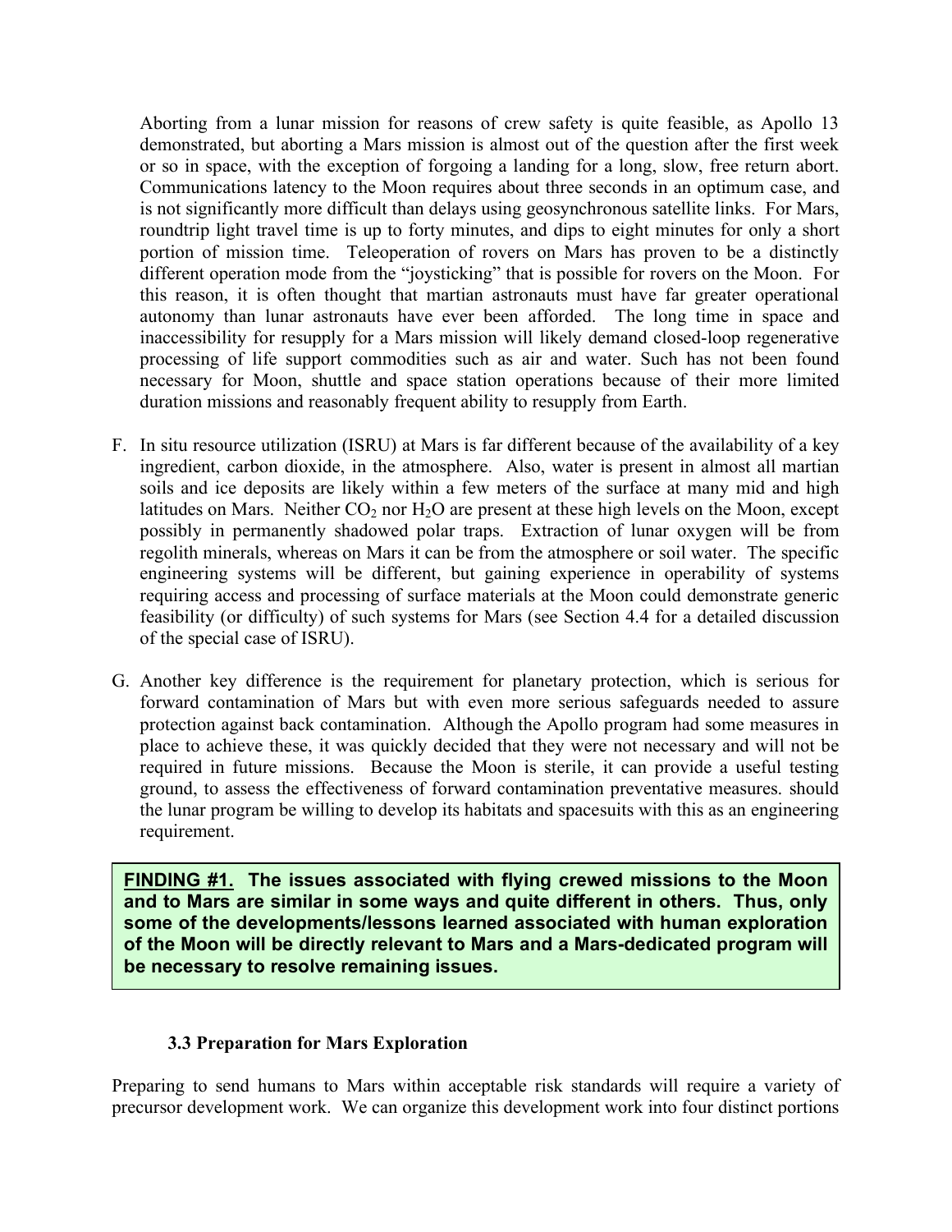Aborting from a lunar mission for reasons of crew safety is quite feasible, as Apollo 13 demonstrated, but aborting a Mars mission is almost out of the question after the first week or so in space, with the exception of forgoing a landing for a long, slow, free return abort. Communications latency to the Moon requires about three seconds in an optimum case, and is not significantly more difficult than delays using geosynchronous satellite links. For Mars, roundtrip light travel time is up to forty minutes, and dips to eight minutes for only a short portion of mission time. Teleoperation of rovers on Mars has proven to be a distinctly different operation mode from the "joysticking" that is possible for rovers on the Moon. For this reason, it is often thought that martian astronauts must have far greater operational autonomy than lunar astronauts have ever been afforded. The long time in space and inaccessibility for resupply for a Mars mission will likely demand closed-loop regenerative processing of life support commodities such as air and water. Such has not been found necessary for Moon, shuttle and space station operations because of their more limited duration missions and reasonably frequent ability to resupply from Earth.

F. In situ resource utilization (ISRU) at Mars is far different because of the availability of a key ingredient, carbon dioxide, in the atmosphere. Also, water is present in almost all martian soils and ice deposits are likely within a few meters of the surface at many mid and high latitudes on Mars. Neither $CO_2$ nor $H_2O$ are present at these high levels on the Moon, except possibly in permanently shadowed polar traps. Extraction of lunar oxygen will be from regolith minerals, whereas on Mars it can be from the atmosphere or soil water. The specific engineering systems will be different, but gaining experience in operability of systems requiring access and processing of surface materials at the Moon could demonstrate generic feasibility (or difficulty) of such systems for Mars (see Section 4.4 for a detailed discussion of the special case of ISRU).

G. Another key difference is the requirement for planetary protection, which is serious for forward contamination of Mars but with even more serious safeguards needed to assure protection against back contamination. Although the Apollo program had some measures in place to achieve these, it was quickly decided that they were not necessary and will not be required in future missions. Because the Moon is sterile, it can provide a useful testing ground, to assess the effectiveness of forward contamination preventative measures. should the lunar program be willing to develop its habitats and spacesuits with this as an engineering requirement.

**FINDING #1. The issues associated with flying crewed missions to the Moon and to Mars are similar in some ways and quite different in others. Thus, only some of the developments/lessons learned associated with human exploration of the Moon will be directly relevant to Mars and a Mars-dedicated program will be necessary to resolve remaining issues.**

### 3.3 Preparation for Mars Exploration

Preparing to send humans to Mars within acceptable risk standards will require a variety of precursor development work. We can organize this development work into four distinct portions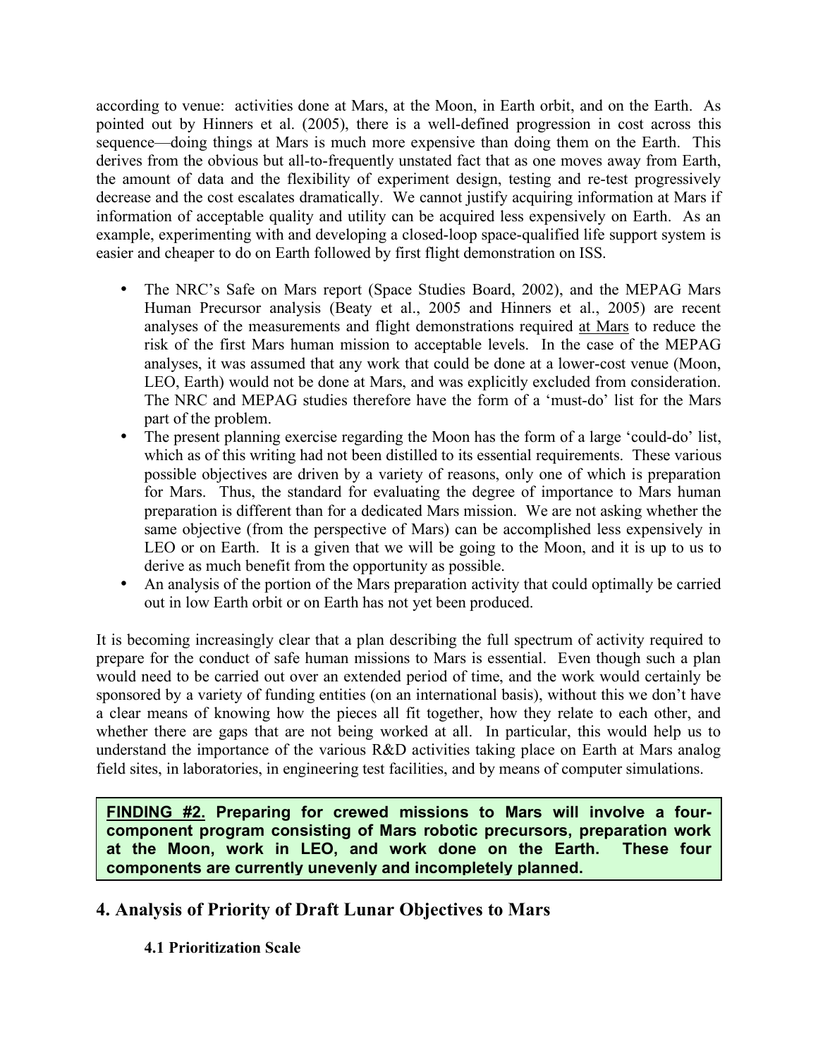according to venue: activities done at Mars, at the Moon, in Earth orbit, and on the Earth. As pointed out by Hinners et al. (2005), there is a well-defined progression in cost across this sequence—doing things at Mars is much more expensive than doing them on the Earth. This derives from the obvious but all-to-frequently unstated fact that as one moves away from Earth, the amount of data and the flexibility of experiment design, testing and re-test progressively decrease and the cost escalates dramatically. We cannot justify acquiring information at Mars if information of acceptable quality and utility can be acquired less expensively on Earth. As an example, experimenting with and developing a closed-loop space-qualified life support system is easier and cheaper to do on Earth followed by first flight demonstration on ISS.

- The NRC's Safe on Mars report (Space Studies Board, 2002), and the MEPAG Mars Human Precursor analysis (Beaty et al., 2005 and Hinners et al., 2005) are recent analyses of the measurements and flight demonstrations required <u>at Mars</u> to reduce the risk of the first Mars human mission to acceptable levels. In the case of the MEPAG analyses, it was assumed that any work that could be done at a lower-cost venue (Moon, LEO, Earth) would not be done at Mars, and was explicitly excluded from consideration. The NRC and MEPAG studies therefore have the form of a 'must-do' list for the Mars part of the problem.
- The present planning exercise regarding the Moon has the form of a large 'could-do' list, which as of this writing had not been distilled to its essential requirements. These various possible objectives are driven by a variety of reasons, only one of which is preparation for Mars. Thus, the standard for evaluating the degree of importance to Mars human preparation is different than for a dedicated Mars mission. We are not asking whether the same objective (from the perspective of Mars) can be accomplished less expensively in LEO or on Earth. It is a given that we will be going to the Moon, and it is up to us to derive as much benefit from the opportunity as possible.
- An analysis of the portion of the Mars preparation activity that could optimally be carried out in low Earth orbit or on Earth has not yet been produced.

It is becoming increasingly clear that a plan describing the full spectrum of activity required to prepare for the conduct of safe human missions to Mars is essential. Even though such a plan would need to be carried out over an extended period of time, and the work would certainly be sponsored by a variety of funding entities (on an international basis), without this we don't have a clear means of knowing how the pieces all fit together, how they relate to each other, and whether there are gaps that are not being worked at all. In particular, this would help us to understand the importance of the various R&D activities taking place on Earth at Mars analog field sites, in laboratories, in engineering test facilities, and by means of computer simulations.

> **<u>FINDING #2.</u> Preparing for crewed missions to Mars will involve a four-component program consisting of Mars robotic precursors, preparation work at the Moon, work in LEO, and work done on the Earth. These four components are currently unevenly and incompletely planned.**

## 4. Analysis of Priority of Draft Lunar Objectives to Mars

### 4.1 Prioritization Scale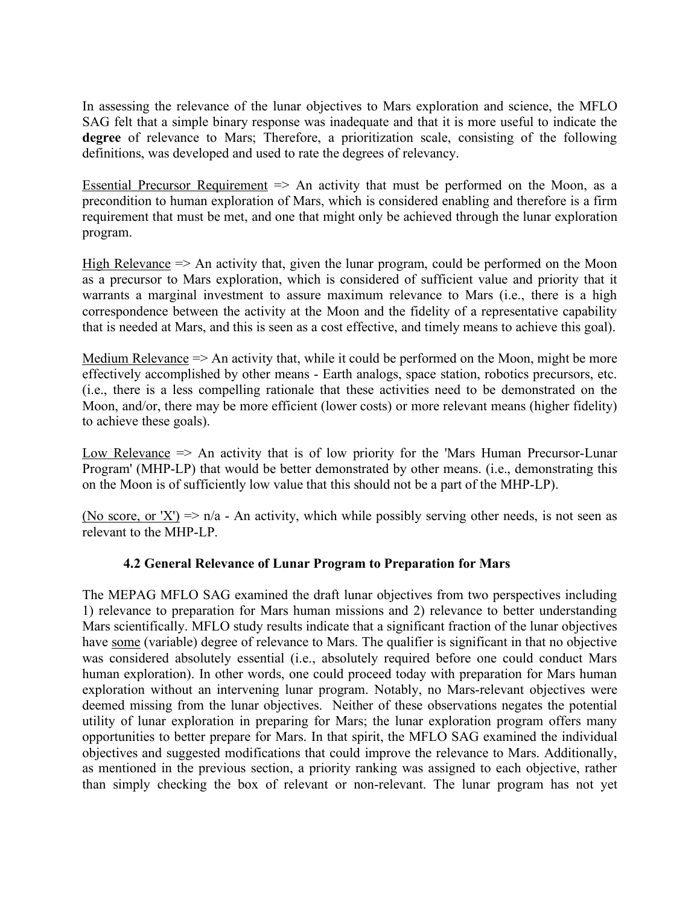In assessing the relevance of the lunar objectives to Mars exploration and science, the MFLO SAG felt that a simple binary response was inadequate and that it is more useful to indicate the **degree** of relevance to Mars; Therefore, a prioritization scale, consisting of the following definitions, was developed and used to rate the degrees of relevancy.

<u>Essential Precursor Requirement</u> => An activity that must be performed on the Moon, as a precondition to human exploration of Mars, which is considered enabling and therefore is a firm requirement that must be met, and one that might only be achieved through the lunar exploration program.

<u>High Relevance</u> => An activity that, given the lunar program, could be performed on the Moon as a precursor to Mars exploration, which is considered of sufficient value and priority that it warrants a marginal investment to assure maximum relevance to Mars (i.e., there is a high correspondence between the activity at the Moon and the fidelity of a representative capability that is needed at Mars, and this is seen as a cost effective, and timely means to achieve this goal).

<u>Medium Relevance</u> => An activity that, while it could be performed on the Moon, might be more effectively accomplished by other means - Earth analogs, space station, robotics precursors, etc. (i.e., there is a less compelling rationale that these activities need to be demonstrated on the Moon, and/or, there may be more efficient (lower costs) or more relevant means (higher fidelity) to achieve these goals).

<u>Low Relevance</u> => An activity that is of low priority for the 'Mars Human Precursor-Lunar Program' (MHP-LP) that would be better demonstrated by other means. (i.e., demonstrating this on the Moon is of sufficiently low value that this should not be a part of the MHP-LP).

<u>(No score, or 'X')</u> => n/a - An activity, which while possibly serving other needs, is not seen as relevant to the MHP-LP.

### 4.2 General Relevance of Lunar Program to Preparation for Mars

The MEPAG MFLO SAG examined the draft lunar objectives from two perspectives including 1) relevance to preparation for Mars human missions and 2) relevance to better understanding Mars scientifically. MFLO study results indicate that a significant fraction of the lunar objectives have <u>some</u> (variable) degree of relevance to Mars. The qualifier is significant in that no objective was considered absolutely essential (i.e., absolutely required before one could conduct Mars human exploration). In other words, one could proceed today with preparation for Mars human exploration without an intervening lunar program. Notably, no Mars-relevant objectives were deemed missing from the lunar objectives. Neither of these observations negates the potential utility of lunar exploration in preparing for Mars; the lunar exploration program offers many opportunities to better prepare for Mars. In that spirit, the MFLO SAG examined the individual objectives and suggested modifications that could improve the relevance to Mars. Additionally, as mentioned in the previous section, a priority ranking was assigned to each objective, rather than simply checking the box of relevant or non-relevant. The lunar program has not yet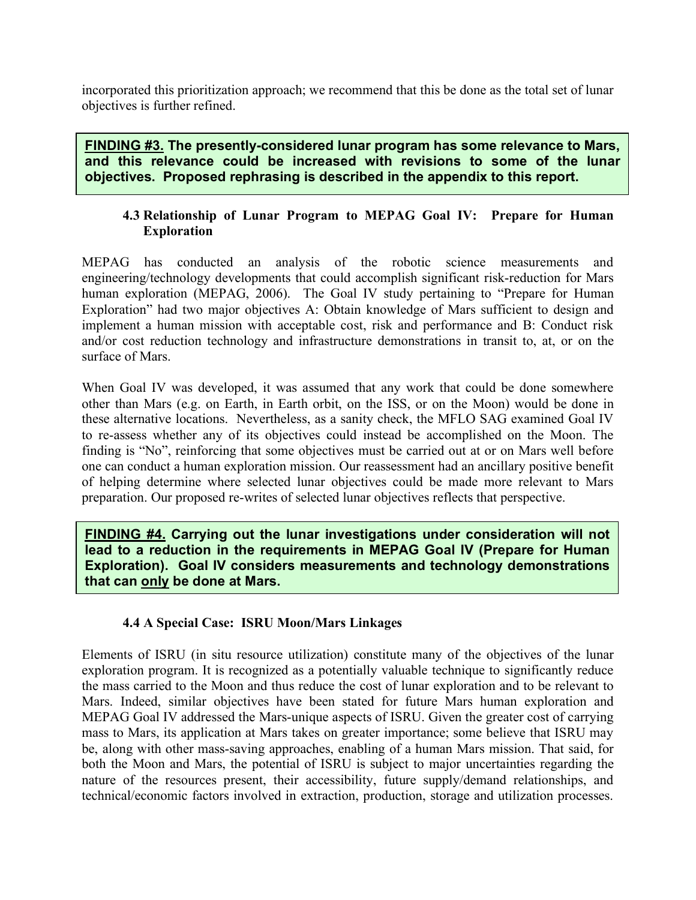incorporated this prioritization approach; we recommend that this be done as the total set of lunar objectives is further refined.

**<u>FINDING #3.</u> The presently-considered lunar program has some relevance to Mars, and this relevance could be increased with revisions to some of the lunar objectives. Proposed rephrasing is described in the appendix to this report.**

### 4.3 Relationship of Lunar Program to MEPAG Goal IV: Prepare for Human Exploration

MEPAG has conducted an analysis of the robotic science measurements and engineering/technology developments that could accomplish significant risk-reduction for Mars human exploration (MEPAG, 2006). The Goal IV study pertaining to "Prepare for Human Exploration" had two major objectives A: Obtain knowledge of Mars sufficient to design and implement a human mission with acceptable cost, risk and performance and B: Conduct risk and/or cost reduction technology and infrastructure demonstrations in transit to, at, or on the surface of Mars.

When Goal IV was developed, it was assumed that any work that could be done somewhere other than Mars (e.g. on Earth, in Earth orbit, on the ISS, or on the Moon) would be done in these alternative locations. Nevertheless, as a sanity check, the MFLO SAG examined Goal IV to re-assess whether any of its objectives could instead be accomplished on the Moon. The finding is "No", reinforcing that some objectives must be carried out at or on Mars well before one can conduct a human exploration mission. Our reassessment had an ancillary positive benefit of helping determine where selected lunar objectives could be made more relevant to Mars preparation. Our proposed re-writes of selected lunar objectives reflects that perspective.

**<u>FINDING #4.</u> Carrying out the lunar investigations under consideration will not lead to a reduction in the requirements in MEPAG Goal IV (Prepare for Human Exploration). Goal IV considers measurements and technology demonstrations that can <u>only</u> be done at Mars.**

### 4.4 A Special Case: ISRU Moon/Mars Linkages

Elements of ISRU (in situ resource utilization) constitute many of the objectives of the lunar exploration program. It is recognized as a potentially valuable technique to significantly reduce the mass carried to the Moon and thus reduce the cost of lunar exploration and to be relevant to Mars. Indeed, similar objectives have been stated for future Mars human exploration and MEPAG Goal IV addressed the Mars-unique aspects of ISRU. Given the greater cost of carrying mass to Mars, its application at Mars takes on greater importance; some believe that ISRU may be, along with other mass-saving approaches, enabling of a human Mars mission. That said, for both the Moon and Mars, the potential of ISRU is subject to major uncertainties regarding the nature of the resources present, their accessibility, future supply/demand relationships, and technical/economic factors involved in extraction, production, storage and utilization processes.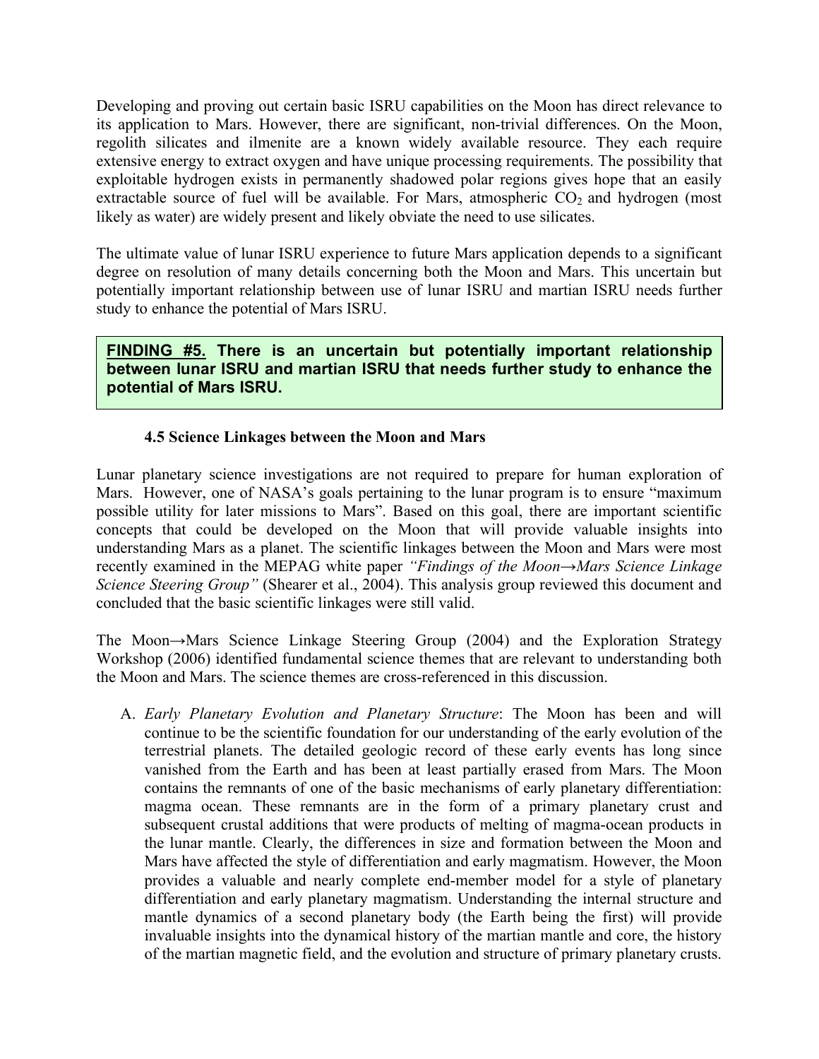Developing and proving out certain basic ISRU capabilities on the Moon has direct relevance to its application to Mars. However, there are significant, non-trivial differences. On the Moon, regolith silicates and ilmenite are a known widely available resource. They each require extensive energy to extract oxygen and have unique processing requirements. The possibility that exploitable hydrogen exists in permanently shadowed polar regions gives hope that an easily extractable source of fuel will be available. For Mars, atmospheric $CO_2$ and hydrogen (most likely as water) are widely present and likely obviate the need to use silicates.

The ultimate value of lunar ISRU experience to future Mars application depends to a significant degree on resolution of many details concerning both the Moon and Mars. This uncertain but potentially important relationship between use of lunar ISRU and martian ISRU needs further study to enhance the potential of Mars ISRU.

**FINDING #5. There is an uncertain but potentially important relationship between lunar ISRU and martian ISRU that needs further study to enhance the potential of Mars ISRU.**

### 4.5 Science Linkages between the Moon and Mars

Lunar planetary science investigations are not required to prepare for human exploration of Mars. However, one of NASA's goals pertaining to the lunar program is to ensure "maximum possible utility for later missions to Mars". Based on this goal, there are important scientific concepts that could be developed on the Moon that will provide valuable insights into understanding Mars as a planet. The scientific linkages between the Moon and Mars were most recently examined in the MEPAG white paper *"Findings of the Moon→Mars Science Linkage Science Steering Group"* (Shearer et al., 2004). This analysis group reviewed this document and concluded that the basic scientific linkages were still valid.

The Moon→Mars Science Linkage Steering Group (2004) and the Exploration Strategy Workshop (2006) identified fundamental science themes that are relevant to understanding both the Moon and Mars. The science themes are cross-referenced in this discussion.

A. *Early Planetary Evolution and Planetary Structure*: The Moon has been and will continue to be the scientific foundation for our understanding of the early evolution of the terrestrial planets. The detailed geologic record of these early events has long since vanished from the Earth and has been at least partially erased from Mars. The Moon contains the remnants of one of the basic mechanisms of early planetary differentiation: magma ocean. These remnants are in the form of a primary planetary crust and subsequent crustal additions that were products of melting of magma-ocean products in the lunar mantle. Clearly, the differences in size and formation between the Moon and Mars have affected the style of differentiation and early magmatism. However, the Moon provides a valuable and nearly complete end-member model for a style of planetary differentiation and early planetary magmatism. Understanding the internal structure and mantle dynamics of a second planetary body (the Earth being the first) will provide invaluable insights into the dynamical history of the martian mantle and core, the history of the martian magnetic field, and the evolution and structure of primary planetary crusts.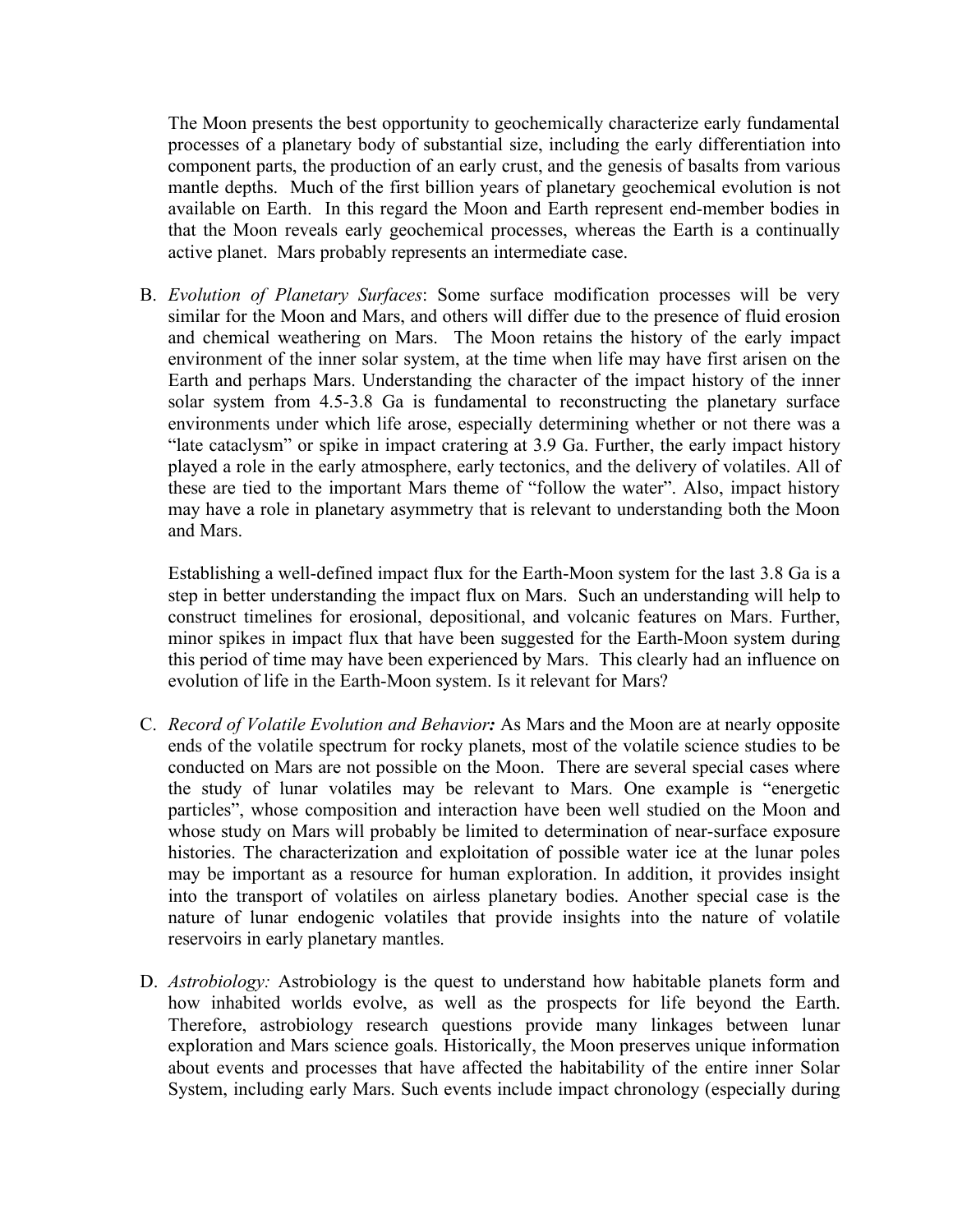The Moon presents the best opportunity to geochemically characterize early fundamental processes of a planetary body of substantial size, including the early differentiation into component parts, the production of an early crust, and the genesis of basalts from various mantle depths. Much of the first billion years of planetary geochemical evolution is not available on Earth. In this regard the Moon and Earth represent end-member bodies in that the Moon reveals early geochemical processes, whereas the Earth is a continually active planet. Mars probably represents an intermediate case.

B. *Evolution of Planetary Surfaces*: Some surface modification processes will be very similar for the Moon and Mars, and others will differ due to the presence of fluid erosion and chemical weathering on Mars. The Moon retains the history of the early impact environment of the inner solar system, at the time when life may have first arisen on the Earth and perhaps Mars. Understanding the character of the impact history of the inner solar system from 4.5-3.8 Ga is fundamental to reconstructing the planetary surface environments under which life arose, especially determining whether or not there was a "late cataclysm" or spike in impact cratering at 3.9 Ga. Further, the early impact history played a role in the early atmosphere, early tectonics, and the delivery of volatiles. All of these are tied to the important Mars theme of "follow the water". Also, impact history may have a role in planetary asymmetry that is relevant to understanding both the Moon and Mars.

   Establishing a well-defined impact flux for the Earth-Moon system for the last 3.8 Ga is a step in better understanding the impact flux on Mars. Such an understanding will help to construct timelines for erosional, depositional, and volcanic features on Mars. Further, minor spikes in impact flux that have been suggested for the Earth-Moon system during this period of time may have been experienced by Mars. This clearly had an influence on evolution of life in the Earth-Moon system. Is it relevant for Mars?

C. *Record of Volatile Evolution and Behavior*: As Mars and the Moon are at nearly opposite ends of the volatile spectrum for rocky planets, most of the volatile science studies to be conducted on Mars are not possible on the Moon. There are several special cases where the study of lunar volatiles may be relevant to Mars. One example is "energetic particles", whose composition and interaction have been well studied on the Moon and whose study on Mars will probably be limited to determination of near-surface exposure histories. The characterization and exploitation of possible water ice at the lunar poles may be important as a resource for human exploration. In addition, it provides insight into the transport of volatiles on airless planetary bodies. Another special case is the nature of lunar endogenic volatiles that provide insights into the nature of volatile reservoirs in early planetary mantles.

D. *Astrobiology:* Astrobiology is the quest to understand how habitable planets form and how inhabited worlds evolve, as well as the prospects for life beyond the Earth. Therefore, astrobiology research questions provide many linkages between lunar exploration and Mars science goals. Historically, the Moon preserves unique information about events and processes that have affected the habitability of the entire inner Solar System, including early Mars. Such events include impact chronology (especially during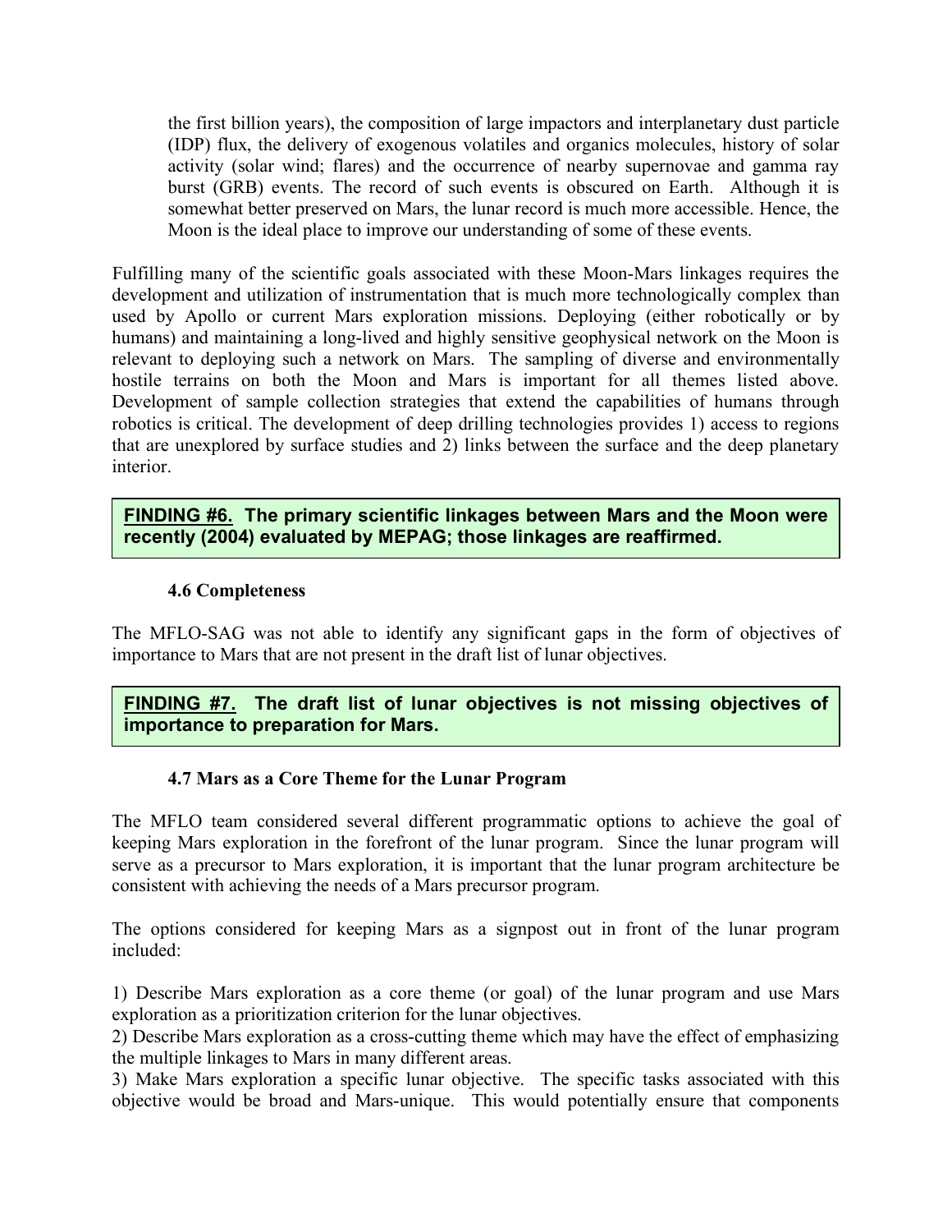the first billion years), the composition of large impactors and interplanetary dust particle (IDP) flux, the delivery of exogenous volatiles and organics molecules, history of solar activity (solar wind; flares) and the occurrence of nearby supernovae and gamma ray burst (GRB) events. The record of such events is obscured on Earth. Although it is somewhat better preserved on Mars, the lunar record is much more accessible. Hence, the Moon is the ideal place to improve our understanding of some of these events.

Fulfilling many of the scientific goals associated with these Moon-Mars linkages requires the development and utilization of instrumentation that is much more technologically complex than used by Apollo or current Mars exploration missions. Deploying (either robotically or by humans) and maintaining a long-lived and highly sensitive geophysical network on the Moon is relevant to deploying such a network on Mars. The sampling of diverse and environmentally hostile terrains on both the Moon and Mars is important for all themes listed above. Development of sample collection strategies that extend the capabilities of humans through robotics is critical. The development of deep drilling technologies provides 1) access to regions that are unexplored by surface studies and 2) links between the surface and the deep planetary interior.

**FINDING #6. The primary scientific linkages between Mars and the Moon were recently (2004) evaluated by MEPAG; those linkages are reaffirmed.**

### 4.6 Completeness

The MFLO-SAG was not able to identify any significant gaps in the form of objectives of importance to Mars that are not present in the draft list of lunar objectives.

**FINDING #7. The draft list of lunar objectives is not missing objectives of importance to preparation for Mars.**

### 4.7 Mars as a Core Theme for the Lunar Program

The MFLO team considered several different programmatic options to achieve the goal of keeping Mars exploration in the forefront of the lunar program. Since the lunar program will serve as a precursor to Mars exploration, it is important that the lunar program architecture be consistent with achieving the needs of a Mars precursor program.

The options considered for keeping Mars as a signpost out in front of the lunar program included:

1) Describe Mars exploration as a core theme (or goal) of the lunar program and use Mars exploration as a prioritization criterion for the lunar objectives.
2) Describe Mars exploration as a cross-cutting theme which may have the effect of emphasizing the multiple linkages to Mars in many different areas.
3) Make Mars exploration a specific lunar objective. The specific tasks associated with this objective would be broad and Mars-unique. This would potentially ensure that components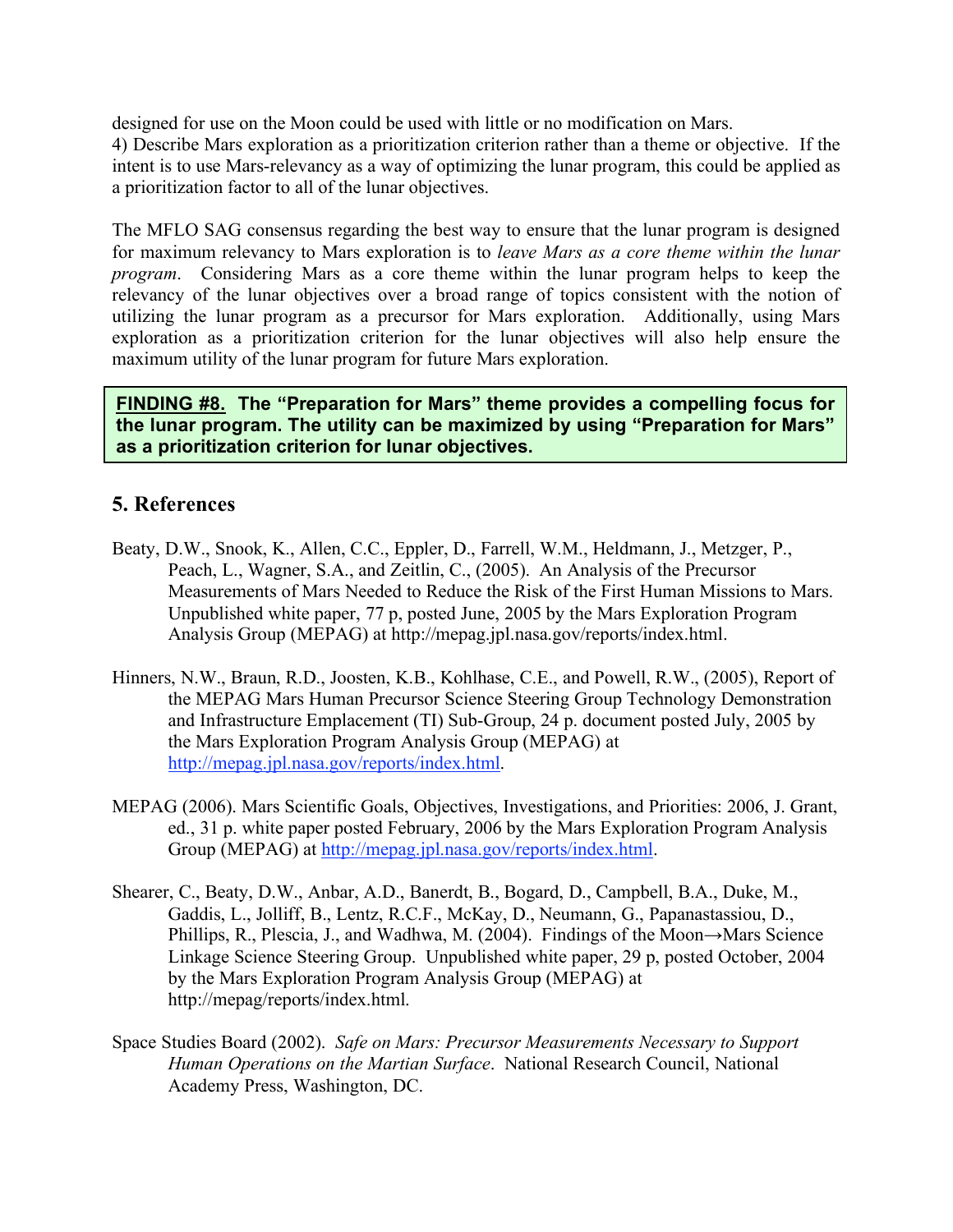designed for use on the Moon could be used with little or no modification on Mars.
4) Describe Mars exploration as a prioritization criterion rather than a theme or objective. If the intent is to use Mars-relevancy as a way of optimizing the lunar program, this could be applied as a prioritization factor to all of the lunar objectives.

The MFLO SAG consensus regarding the best way to ensure that the lunar program is designed for maximum relevancy to Mars exploration is to *leave Mars as a core theme within the lunar program*. Considering Mars as a core theme within the lunar program helps to keep the relevancy of the lunar objectives over a broad range of topics consistent with the notion of utilizing the lunar program as a precursor for Mars exploration. Additionally, using Mars exploration as a prioritization criterion for the lunar objectives will also help ensure the maximum utility of the lunar program for future Mars exploration.

> **FINDING #8. The "Preparation for Mars" theme provides a compelling focus for the lunar program. The utility can be maximized by using "Preparation for Mars" as a prioritization criterion for lunar objectives.**

## 5. References

Beaty, D.W., Snook, K., Allen, C.C., Eppler, D., Farrell, W.M., Heldmann, J., Metzger, P., Peach, L., Wagner, S.A., and Zeitlin, C., (2005). An Analysis of the Precursor Measurements of Mars Needed to Reduce the Risk of the First Human Missions to Mars. Unpublished white paper, 77 p, posted June, 2005 by the Mars Exploration Program Analysis Group (MEPAG) at http://mepag.jpl.nasa.gov/reports/index.html.

Hinners, N.W., Braun, R.D., Joosten, K.B., Kohlhase, C.E., and Powell, R.W., (2005), Report of the MEPAG Mars Human Precursor Science Steering Group Technology Demonstration and Infrastructure Emplacement (TI) Sub-Group, 24 p. document posted July, 2005 by the Mars Exploration Program Analysis Group (MEPAG) at http://mepag.jpl.nasa.gov/reports/index.html.

MEPAG (2006). Mars Scientific Goals, Objectives, Investigations, and Priorities: 2006, J. Grant, ed., 31 p. white paper posted February, 2006 by the Mars Exploration Program Analysis Group (MEPAG) at http://mepag.jpl.nasa.gov/reports/index.html.

Shearer, C., Beaty, D.W., Anbar, A.D., Banerdt, B., Bogard, D., Campbell, B.A., Duke, M., Gaddis, L., Jolliff, B., Lentz, R.C.F., McKay, D., Neumann, G., Papanastassiou, D., Phillips, R., Plescia, J., and Wadhwa, M. (2004). Findings of the Moon→Mars Science Linkage Science Steering Group. Unpublished white paper, 29 p, posted October, 2004 by the Mars Exploration Program Analysis Group (MEPAG) at http://mepag/reports/index.html.

Space Studies Board (2002). *Safe on Mars: Precursor Measurements Necessary to Support Human Operations on the Martian Surface*. National Research Council, National Academy Press, Washington, DC.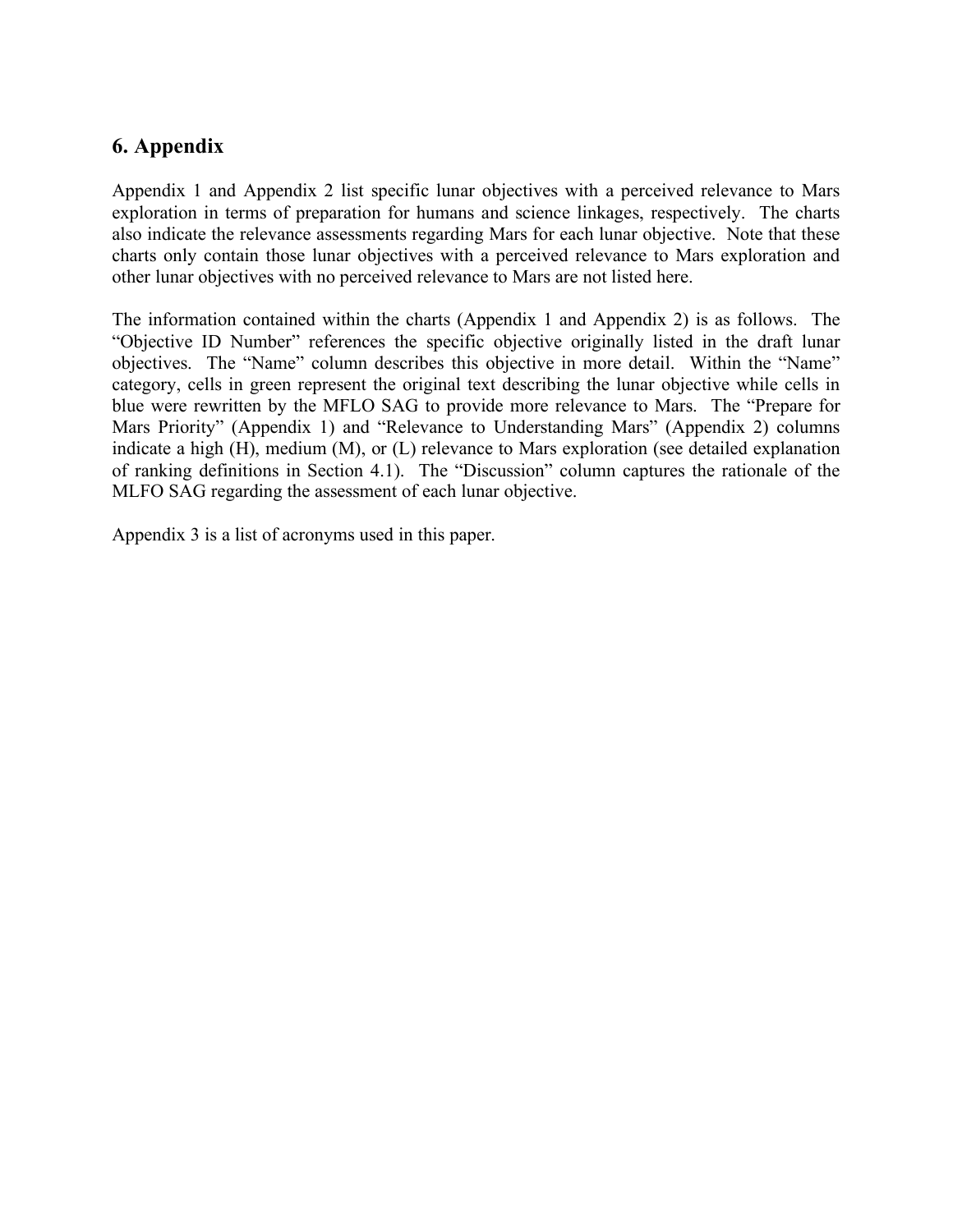## 6. Appendix

Appendix 1 and Appendix 2 list specific lunar objectives with a perceived relevance to Mars exploration in terms of preparation for humans and science linkages, respectively. The charts also indicate the relevance assessments regarding Mars for each lunar objective. Note that these charts only contain those lunar objectives with a perceived relevance to Mars exploration and other lunar objectives with no perceived relevance to Mars are not listed here.

The information contained within the charts (Appendix 1 and Appendix 2) is as follows. The "Objective ID Number" references the specific objective originally listed in the draft lunar objectives. The "Name" column describes this objective in more detail. Within the "Name" category, cells in green represent the original text describing the lunar objective while cells in blue were rewritten by the MFLO SAG to provide more relevance to Mars. The "Prepare for Mars Priority" (Appendix 1) and "Relevance to Understanding Mars" (Appendix 2) columns indicate a high (H), medium (M), or (L) relevance to Mars exploration (see detailed explanation of ranking definitions in Section 4.1). The "Discussion" column captures the rationale of the MLFO SAG regarding the assessment of each lunar objective.

Appendix 3 is a list of acronyms used in this paper.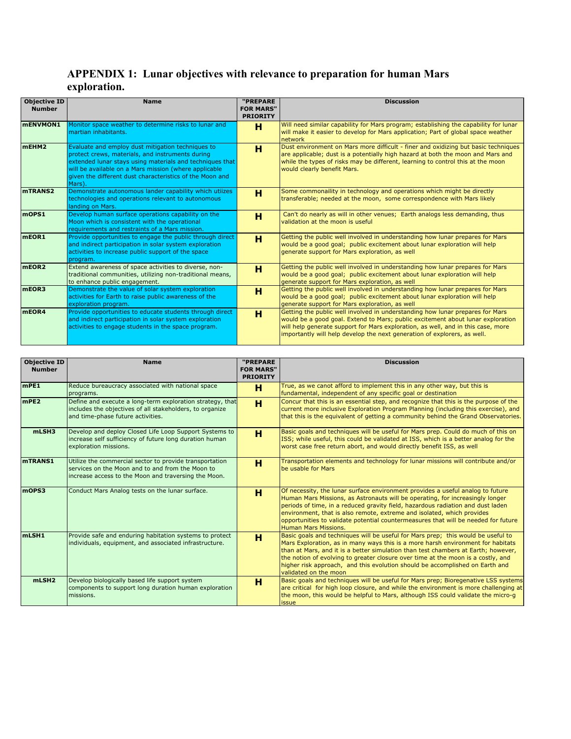# APPENDIX 1: Lunar objectives with relevance to preparation for human Mars exploration.

| Objective ID Number | Name | "PREPARE FOR MARS" PRIORITY | Discussion |
|---|---|---|---|
| mENVMON1 | Monitor space weather to determine risks to lunar and martian inhabitants. | H | Will need similar capability for Mars program; establishing the capability for lunar will make it easier to develop for Mars application; Part of global space weather network |
| mEHM2 | Evaluate and employ dust mitigation techniques to protect crews, materials, and instruments during extended lunar stays using materials and techniques that will be available on a Mars mission (where applicable given the different dust characteristics of the Moon and Mars). | H | Dust environment on Mars more difficult - finer and oxidizing but basic techniques are applicable; dust is a potentially high hazard at both the moon and Mars and while the types of risks may be different, learning to control this at the moon would clearly benefit Mars. |
| mTRANS2 | Demonstrate autonomous lander capability which utilizes technologies and operations relevant to autonomous landing on Mars. | H | Some commonaility in technology and operations which might be directly transferable; needed at the moon, some correspondence with Mars likely |
| mOPS1 | Develop human surface operations capability on the Moon which is consistent with the operational requirements and restraints of a Mars mission. | H | Can't do nearly as will in other venues; Earth analogs less demanding, thus validation at the moon is useful |
| mEOR1 | Provide opportunities to engage the public through direct and indirect participation in solar system exploration activities to increase public support of the space program. | H | Getting the public well involved in understanding how lunar prepares for Mars would be a good goal; public excitement about lunar exploration will help generate support for Mars exploration, as well |
| mEOR2 | Extend awareness of space activities to diverse, non-traditional communities, utilizing non-traditional means, to enhance public engagement. | H | Getting the public well involved in understanding how lunar prepares for Mars would be a good goal; public excitement about lunar exploration will help generate support for Mars exploration, as well |
| mEOR3 | Demonstrate the value of solar system exploration activities for Earth to raise public awareness of the exploration program. | H | Getting the public well involved in understanding how lunar prepares for Mars would be a good goal; public excitement about lunar exploration will help generate support for Mars exploration, as well |
| mEOR4 | Provide opportunities to educate students through direct and indirect participation in solar system exploration activities to engage students in the space program. | H | Getting the public well involved in understanding how lunar prepares for Mars would be a good goal. Extend to Mars; public excitement about lunar exploration will help generate support for Mars exploration, as well, and in this case, more importantly will help develop the next generation of explorers, as well. |

| Objective ID Number | Name | "PREPARE FOR MARS" PRIORITY | Discussion |
|---|---|---|---|
| mPE1 | Reduce bureaucracy associated with national space programs. | H | True, as we canot afford to implement this in any other way, but this is fundamental, independent of any specific goal or destination |
| mPE2 | Define and execute a long-term exploration strategy, that includes the objectives of all stakeholders, to organize and time-phase future activities. | H | Concur that this is an essential step, and recognize that this is the purpose of the current more inclusive Exploration Program Planning (including this exercise), and that this is the equivalent of getting a community behind the Grand Observatories. |
| mLSH3 | Develop and deploy Closed Life Loop Support Systems to increase self sufficiency of future long duration human exploration missions. | H | Basic goals and techniques will be useful for Mars prep. Could do much of this on ISS; while useful, this could be validated at ISS, which is a better analog for the worst case free return abort, and would directly benefit ISS, as well |
| mTRANS1 | Utilize the commercial sector to provide transportation services on the Moon and to and from the Moon to increase access to the Moon and traversing the Moon. | H | Transportation elements and technology for lunar missions will contribute and/or be usable for Mars |
| mOPS3 | Conduct Mars Analog tests on the lunar surface. | H | Of necessity, the lunar surface environment provides a useful analog to future Human Mars Missions, as Astronauts will be operating, for increasingly longer periods of time, in a reduced gravity field, hazardous radiation and dust laden environment, that is also remote, extreme and isolated, which provides opportunities to validate potential countermeasures that will be needed for future Human Mars Missions. |
| mLSH1 | Provide safe and enduring habitation systems to protect individuals, equipment, and associated infrastructure. | H | Basic goals and techniques will be useful for Mars prep; this would be useful to Mars Exploration, as in many ways this is a more harsh environment for habitats than at Mars, and it is a better simulation than test chambers at Earth; however, the notion of evolving to greater closure over time at the moon is a costly, and higher risk approach, and this evolution should be accomplished on Earth and validated on the moon |
| mLSH2 | Develop biologically based life support system components to support long duration human exploration missions. | H | Basic goals and techniques will be useful for Mars prep; Bioregenative LSS systems are critical for high loop closure, and while the environment is more challenging at the moon, this would be helpful to Mars, although ISS could validate the micro-g issue |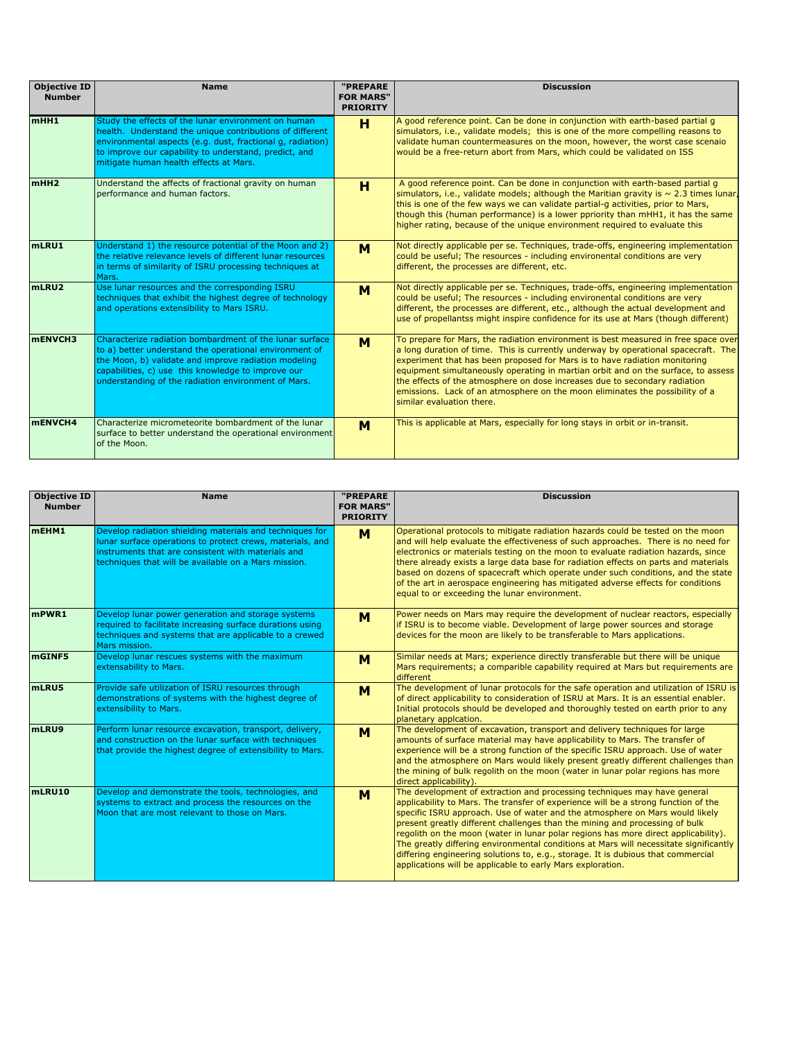| Objective ID Number | Name | "PREPARE FOR MARS" PRIORITY | Discussion |
|---|---|---|---|
| mHH1 | Study the effects of the lunar environment on human health. Understand the unique contributions of different environmental aspects (e.g. dust, fractional g, radiation) to improve our capability to understand, predict, and mitigate human health effects at Mars. | H | A good reference point. Can be done in conjunction with earth-based partial g simulators, i.e., validate models; this is one of the more compelling reasons to validate human countermeasures on the moon, however, the worst case scenaio would be a free-return abort from Mars, which could be validated on ISS |
| mHH2 | Understand the affects of fractional gravity on human performance and human factors. | H | A good reference point. Can be done in conjunction with earth-based partial g simulators, i.e., validate models; although the Maritian gravity is ~ 2.3 times lunar, this is one of the few ways we can validate partial-g activities, prior to Mars, though this (human performance) is a lower ppriority than mHH1, it has the same higher rating, because of the unique environment required to evaluate this |
| mLRU1 | Understand 1) the resource potential of the Moon and 2) the relative relevance levels of different lunar resources in terms of similarity of ISRU processing techniques at Mars. | M | Not directly applicable per se. Techniques, trade-offs, engineering implementation could be useful; The resources - including environental conditions are very different, the processes are different, etc. |
| mLRU2 | Use lunar resources and the corresponding ISRU techniques that exhibit the highest degree of technology and operations extensibility to Mars ISRU. | M | Not directly applicable per se. Techniques, trade-offs, engineering implementation could be useful; The resources - including environental conditions are very different, the processes are different, etc., although the actual development and use of propellantss might inspire confidence for its use at Mars (though different) |
| mENVCH3 | Characterize radiation bombardment of the lunar surface to a) better understand the operational environment of the Moon, b) validate and improve radiation modeling capabilities, c) use this knowledge to improve our understanding of the radiation environment of Mars. | M | To prepare for Mars, the radiation environment is best measured in free space over a long duration of time. This is currently underway by operational spacecraft. The experiment that has been proposed for Mars is to have radiation monitoring equipment simultaneously operating in martian orbit and on the surface, to assess the effects of the atmosphere on dose increases due to secondary radiation emissions. Lack of an atmosphere on the moon eliminates the possibility of a similar evaluation there. |
| mENVCH4 | Characterize micrometeorite bombardment of the lunar surface to better understand the operational environment of the Moon. | M | This is applicable at Mars, especially for long stays in orbit or in-transit. |

| Objective ID Number | Name | "PREPARE FOR MARS" PRIORITY | Discussion |
|---|---|---|---|
| mEHM1 | Develop radiation shielding materials and techniques for lunar surface operations to protect crews, materials, and instruments that are consistent with materials and techniques that will be available on a Mars mission. | M | Operational protocols to mitigate radiation hazards could be tested on the moon and will help evaluate the effectiveness of such approaches. There is no need for electronics or materials testing on the moon to evaluate radiation hazards, since there already exists a large data base for radiation effects on parts and materials based on dozens of spacecraft which operate under such conditions, and the state of the art in aerospace engineering has mitigated adverse effects for conditions equal to or exceeding the lunar environment. |
| mPWR1 | Develop lunar power generation and storage systems required to facilitate increasing surface durations using techniques and systems that are applicable to a crewed Mars mission. | M | Power needs on Mars may require the development of nuclear reactors, especially if ISRU is to become viable. Development of large power sources and storage devices for the moon are likely to be transferable to Mars applications. |
| mGINF5 | Develop lunar rescues systems with the maximum extensability to Mars. | M | Similar needs at Mars; experience directly transferable but there will be unique Mars requirements; a comparible capability required at Mars but requirements are different |
| mLRU5 | Provide safe utilization of ISRU resources through demonstrations of systems with the highest degree of extensibility to Mars. | M | The development of lunar protocols for the safe operation and utilization of ISRU is of direct applicability to consideration of ISRU at Mars. It is an essential enabler. Initial protocols should be developed and thoroughly tested on earth prior to any planetary applcation. |
| mLRU9 | Perform lunar resource excavation, transport, delivery, and construction on the lunar surface with techniques that provide the highest degree of extensibility to Mars. | M | The development of excavation, transport and delivery techniques for large amounts of surface material may have applicability to Mars. The transfer of experience will be a strong function of the specific ISRU approach. Use of water and the atmosphere on Mars would likely present greatly different challenges than the mining of bulk regolith on the moon (water in lunar polar regions has more direct applicability). |
| mLRU10 | Develop and demonstrate the tools, technologies, and systems to extract and process the resources on the Moon that are most relevant to those on Mars. | M | The development of extraction and processing techniques may have general applicability to Mars. The transfer of experience will be a strong function of the specific ISRU approach. Use of water and the atmosphere on Mars would likely present greatly different challenges than the mining and processing of bulk regolith on the moon (water in lunar polar regions has more direct applicability). The greatly differing environmental conditions at Mars will necessitate significantly differing engineering solutions to, e.g., storage. It is dubious that commercial applications will be applicable to early Mars exploration. |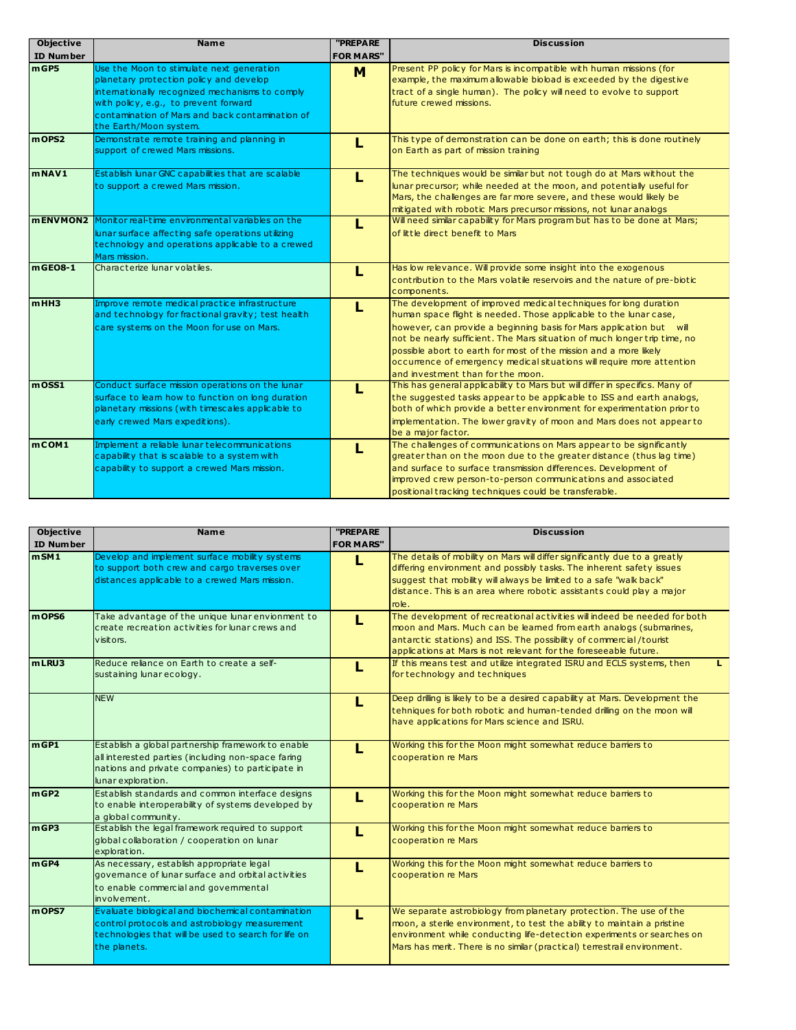| Objective ID Number | Name | "PREPARE FOR MARS" | Discussion |
|---|---|---|---|
| mGP5 | Use the Moon to stimulate next generation planetary protection policy and develop internationally recognized mechanisms to comply with policy, e.g., to prevent forward contamination of Mars and back contamination of the Earth/Moon system. | M | Present PP policy for Mars is incompatible with human missions (for example, the maximum allowable bioload is exceeded by the digestive tract of a single human). The policy will need to evolve to support future crewed missions. |
| mOPS2 | Demonstrate remote training and planning in support of crewed Mars missions. | L | This type of demonstration can be done on earth; this is done routinely on Earth as part of mission training |
| mNAV1 | Establish lunar GNC capabilities that are scalable to support a crewed Mars mission. | L | The techniques would be similar but not tough do at Mars without the lunar precursor; while needed at the moon, and potentially useful for Mars, the challenges are far more severe, and these would likely be mitigated with robotic Mars precursor missions, not lunar analogs |
| mENVMON2 | Monitor real-time environmental variables on the lunar surface affecting safe operations utilizing technology and operations applicable to a crewed Mars mission. | L | Will need similar capability for Mars program but has to be done at Mars; of little direct benefit to Mars |
| mGEO8-1 | Characterize lunar volatiles. | L | Has low relevance. Will provide some insight into the exogenous contribution to the Mars volatile reservoirs and the nature of pre-biotic components. |
| mHH3 | Improve remote medical practice infrastructure and technology for fractional gravity; test health care systems on the Moon for use on Mars. | L | The development of improved medical techniques for long duration human space flight is needed. Those applicable to the lunar case, however, can provide a beginning basis for Mars application but will not be nearly sufficient. The Mars situation of much longer trip time, no possible abort to earth for most of the mission and a more likely occurrence of emergency medical situations will require more attention and investment than for the moon. |
| mOSS1 | Conduct surface mission operations on the lunar surface to learn how to function on long duration planetary missions (with timescales applicable to early crewed Mars expeditions). | L | This has general applicability to Mars but will differ in specifics. Many of the suggested tasks appear to be applicable to ISS and earth analogs, both of which provide a better environment for experimentation prior to implementation. The lower gravity of moon and Mars does not appear to be a major factor. |
| mCOM1 | Implement a reliable lunar telecommunications capability that is scalable to a system with capability to support a crewed Mars mission. | L | The challenges of communications on Mars appear to be significantly greater than on the moon due to the greater distance (thus lag time) and surface to surface transmission differences. Development of improved crew person-to-person communications and associated positional tracking techniques could be transferable. |

| Objective ID Number | Name | "PREPARE FOR MARS" | Discussion |
|---|---|---|---|
| mSM1 | Develop and implement surface mobility systems to support both crew and cargo traverses over distances applicable to a crewed Mars mission. | L | The details of mobility on Mars will differ significantly due to a greatly differing environment and possibly tasks. The inherent safety issues suggest that mobility will always be limited to a safe "walk back" distance. This is an area where robotic assistants could play a major role. |
| mOPS6 | Take advantage of the unique lunar envionment to create recreation activities for lunar crews and visitors. | L | The development of recreational activities will indeed be needed for both moon and Mars. Much can be learned from earth analogs (submarines, antarctic stations) and ISS. The possibility of commercial /tourist applications at Mars is not relevant for the foreseeable future. |
| mLRU3 | Reduce reliance on Earth to create a self-sustaining lunar ecology. | L | If this means test and utilize integrated ISRU and ECLS systems, then L for technology and techniques |
| | NEW | L | Deep drilling is likely to be a desired capability at Mars. Development the tehniques for both robotic and human-tended drilling on the moon will have applications for Mars science and ISRU. |
| mGP1 | Establish a global partnership framework to enable all interested parties (including non-space faring nations and private companies) to participate in lunar exploration. | L | Working this for the Moon might somewhat reduce barriers to cooperation re Mars |
| mGP2 | Establish standards and common interface designs to enable interoperability of systems developed by a global community. | L | Working this for the Moon might somewhat reduce barriers to cooperation re Mars |
| mGP3 | Establish the legal framework required to support global collaboration / cooperation on lunar exploration. | L | Working this for the Moon might somewhat reduce barriers to cooperation re Mars |
| mGP4 | As necessary, establish appropriate legal governance of lunar surface and orbital activities to enable commercial and governmental involvement. | L | Working this for the Moon might somewhat reduce barriers to cooperation re Mars |
| mOPS7 | Evaluate biological and biochemical contamination control protocols and astrobiology measurement technologies that will be used to search for life on the planets. | L | We separate astrobiology from planetary protection. The use of the moon, a sterile environment, to test the ability to maintain a pristine environment while conducting life-detection experiments or searches on Mars has merit. There is no similar (practical) terrestrail environment. |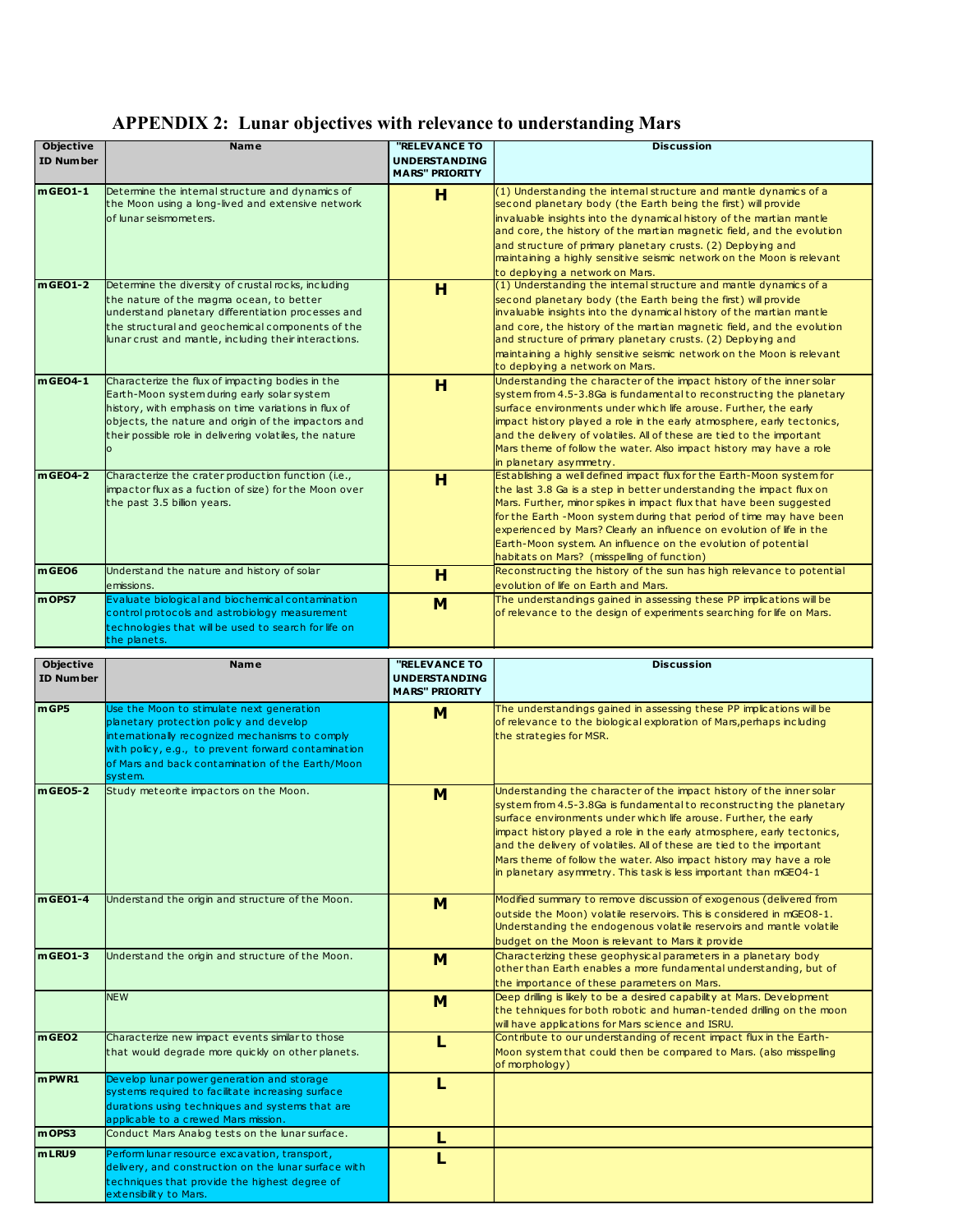# APPENDIX 2: Lunar objectives with relevance to understanding Mars

| Objective ID Number | Name | "RELEVANCE TO UNDERSTANDING MARS" PRIORITY | Discussion |
|---|---|---|---|
| mGEO1-1 | Determine the internal structure and dynamics of the Moon using a long-lived and extensive network of lunar seismometers. | H | (1) Understanding the internal structure and mantle dynamics of a second planetary body (the Earth being the first) will provide invaluable insights into the dynamical history of the martian mantle and core, the history of the martian magnetic field, and the evolution and structure of primary planetary crusts. (2) Deploying and maintaining a highly sensitive seismic network on the Moon is relevant to deploying a network on Mars. |
| mGEO1-2 | Determine the diversity of crustal rocks, including the nature of the magma ocean, to better understand planetary differentiation processes and the structural and geochemical components of the lunar crust and mantle, including their interactions. | H | (1) Understanding the internal structure and mantle dynamics of a second planetary body (the Earth being the first) will provide invaluable insights into the dynamical history of the martian mantle and core, the history of the martian magnetic field, and the evolution and structure of primary planetary crusts. (2) Deploying and maintaining a highly sensitive seismic network on the Moon is relevant to deploying a network on Mars. |
| mGEO4-1 | Characterize the flux of impacting bodies in the Earth-Moon system during early solar system history, with emphasis on time variations in flux of objects, the nature and origin of the impactors and their possible role in delivering volatiles, the nature o | H | Understanding the character of the impact history of the inner solar system from 4.5-3.8Ga is fundamental to reconstructing the planetary surface environments under which life arouse. Further, the early impact history played a role in the early atmosphere, early tectonics, and the delivery of volatiles. All of these are tied to the important Mars theme of follow the water. Also impact history may have a role in planetary asymmetry. |
| mGEO4-2 | Characterize the crater production function (i.e., impactor flux as a fuction of size) for the Moon over the past 3.5 billion years. | H | Establishing a well defined impact flux for the Earth-Moon system for the last 3.8 Ga is a step in better understanding the impact flux on Mars. Further, minor spikes in impact flux that have been suggested for the Earth -Moon system during that period of time may have been experienced by Mars? Clearly an influence on evolution of life in the Earth-Moon system. An influence on the evolution of potential habitats on Mars? (misspelling of function) |
| mGEO6 | Understand the nature and history of solar emissions. | H | Reconstructing the history of the sun has high relevance to potential evolution of life on Earth and Mars. |
| mOPS7 | Evaluate biological and biochemical contamination control protocols and astrobiology measurement technologies that will be used to search for life on the planets. | M | The understandings gained in assessing these PP implications will be of relevance to the design of experiments searching for life on Mars. |
| mGP5 | Use the Moon to stimulate next generation planetary protection policy and develop internationally recognized mechanisms to comply with policy, e.g., to prevent forward contamination of Mars and back contamination of the Earth/Moon system. | M | The understandings gained in assessing these PP implications will be of relevance to the biological exploration of Mars,perhaps including the strategies for MSR. |
| mGEO5-2 | Study meteorite impactors on the Moon. | M | Understanding the character of the impact history of the inner solar system from 4.5-3.8Ga is fundamental to reconstructing the planetary surface environments under which life arouse. Further, the early impact history played a role in the early atmosphere, early tectonics, and the delivery of volatiles. All of these are tied to the important Mars theme of follow the water. Also impact history may have a role in planetary asymmetry. This task is less important than mGEO4-1 |
| mGEO1-4 | Understand the origin and structure of the Moon. | M | Modified summary to remove discussion of exogenous (delivered from outside the Moon) volatile reservoirs. This is considered in mGEO8-1. Understanding the endogenous volatile reservoirs and mantle volatile budget on the Moon is relevant to Mars it provide |
| mGEO1-3 | Understand the origin and structure of the Moon. | M | Characterizing these geophysical parameters in a planetary body other than Earth enables a more fundamental understanding, but of the importance of these parameters on Mars. |
| | NEW | M | Deep drilling is likely to be a desired capability at Mars. Development the tehniques for both robotic and human-tended drilling on the moon will have applications for Mars science and ISRU. |
| mGEO2 | Characterize new impact events similar to those that would degrade more quickly on other planets. | L | Contribute to our understanding of recent impact flux in the Earth-Moon system that could then be compared to Mars. (also misspelling of morphology) |
| mPWR1 | Develop lunar power generation and storage systems required to facilitate increasing surface durations using techniques and systems that are applicable to a crewed Mars mission. | L | |
| mOPS3 | Conduct Mars Analog tests on the lunar surface. | L | |
| mLRU9 | Perform lunar resource excavation, transport, delivery, and construction on the lunar surface with techniques that provide the highest degree of extensibility to Mars. | L | |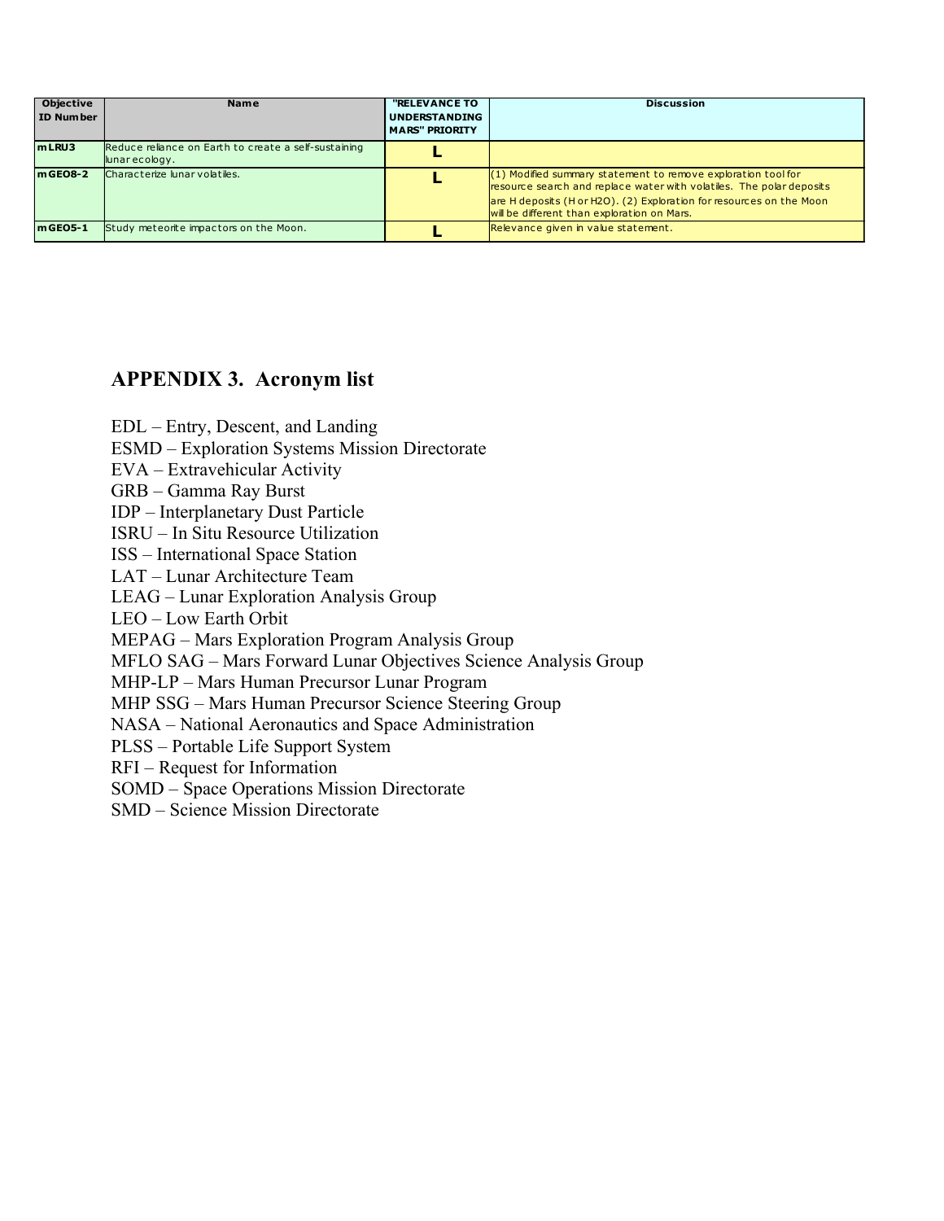| Objective ID Number | Name | "RELEVANCE TO UNDERSTANDING MARS" PRIORITY | Discussion |
|---|---|---|---|
| mLRU3 | Reduce reliance on Earth to create a self-sustaining lunar ecology. | L | |
| mGEO8-2 | Characterize lunar volatiles. | L | (1) Modified summary statement to remove exploration tool for resource search and replace water with volatiles. The polar deposits are H deposits (H or H2O). (2) Exploration for resources on the Moon will be different than exploration on Mars. |
| mGEO5-1 | Study meteorite impactors on the Moon. | L | Relevance given in value statement. |

## APPENDIX 3. Acronym list

EDL – Entry, Descent, and Landing
ESMD – Exploration Systems Mission Directorate
EVA – Extravehicular Activity
GRB – Gamma Ray Burst
IDP – Interplanetary Dust Particle
ISRU – In Situ Resource Utilization
ISS – International Space Station
LAT – Lunar Architecture Team
LEAG – Lunar Exploration Analysis Group
LEO – Low Earth Orbit
MEPAG – Mars Exploration Program Analysis Group
MFLO SAG – Mars Forward Lunar Objectives Science Analysis Group
MHP-LP – Mars Human Precursor Lunar Program
MHP SSG – Mars Human Precursor Science Steering Group
NASA – National Aeronautics and Space Administration
PLSS – Portable Life Support System
RFI – Request for Information
SOMD – Space Operations Mission Directorate
SMD – Science Mission Directorate